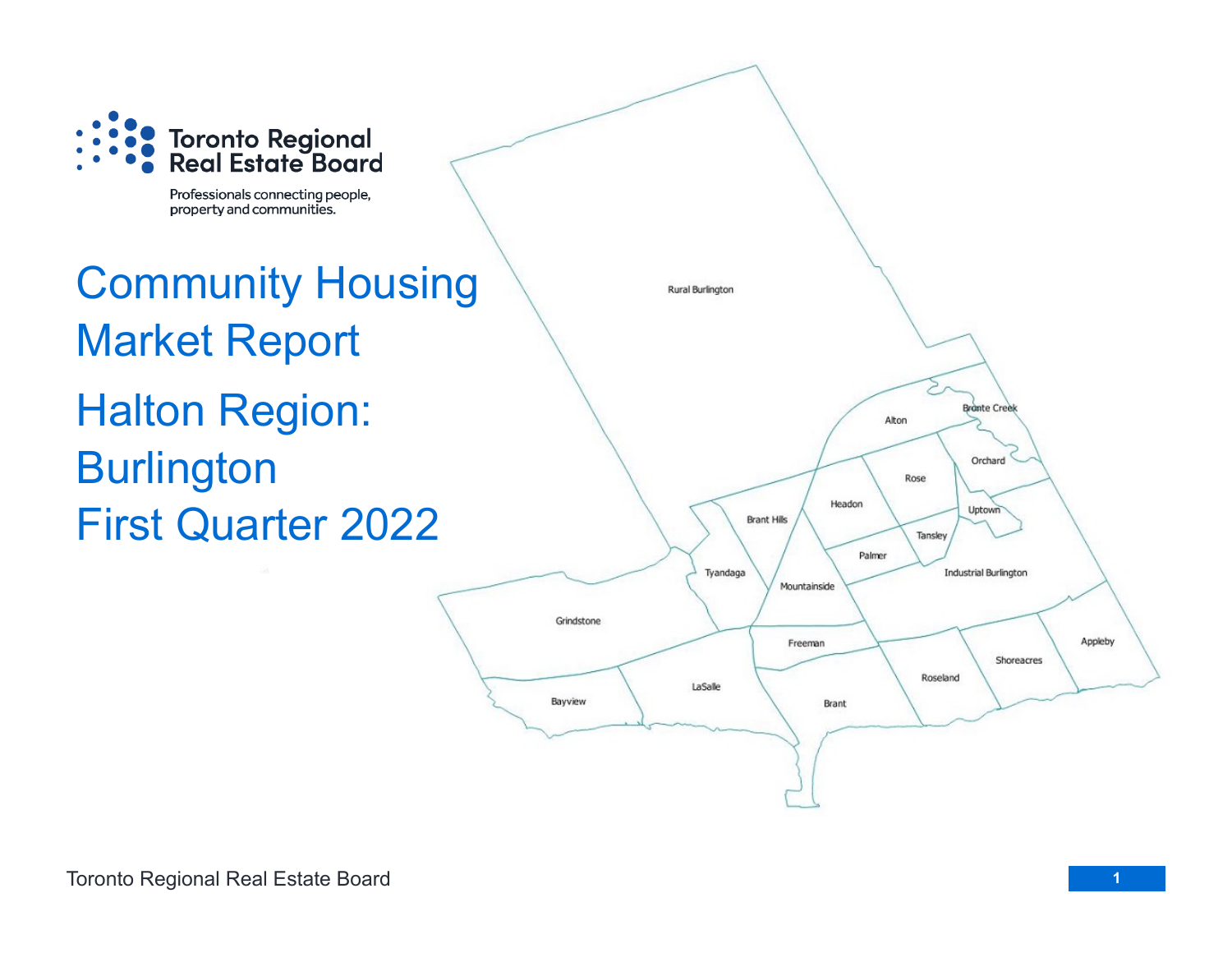Toronto Regional Real Estate Board

Professionals connecting people, property and communities.

# Community Housing Market Report

# Halton Region: Burlington First Quarter 2022

Rural Burlington

Alton

Bronte Creek

Orchard

Rose

Headon

Brant Hills

Uptown

Tansley

Palmer

Tyandaga

Mountainside

Industrial Burlington

Grindstone

Freeman

Appleby

Shoreacres

Roseland

LaSalle

Bayview

Brant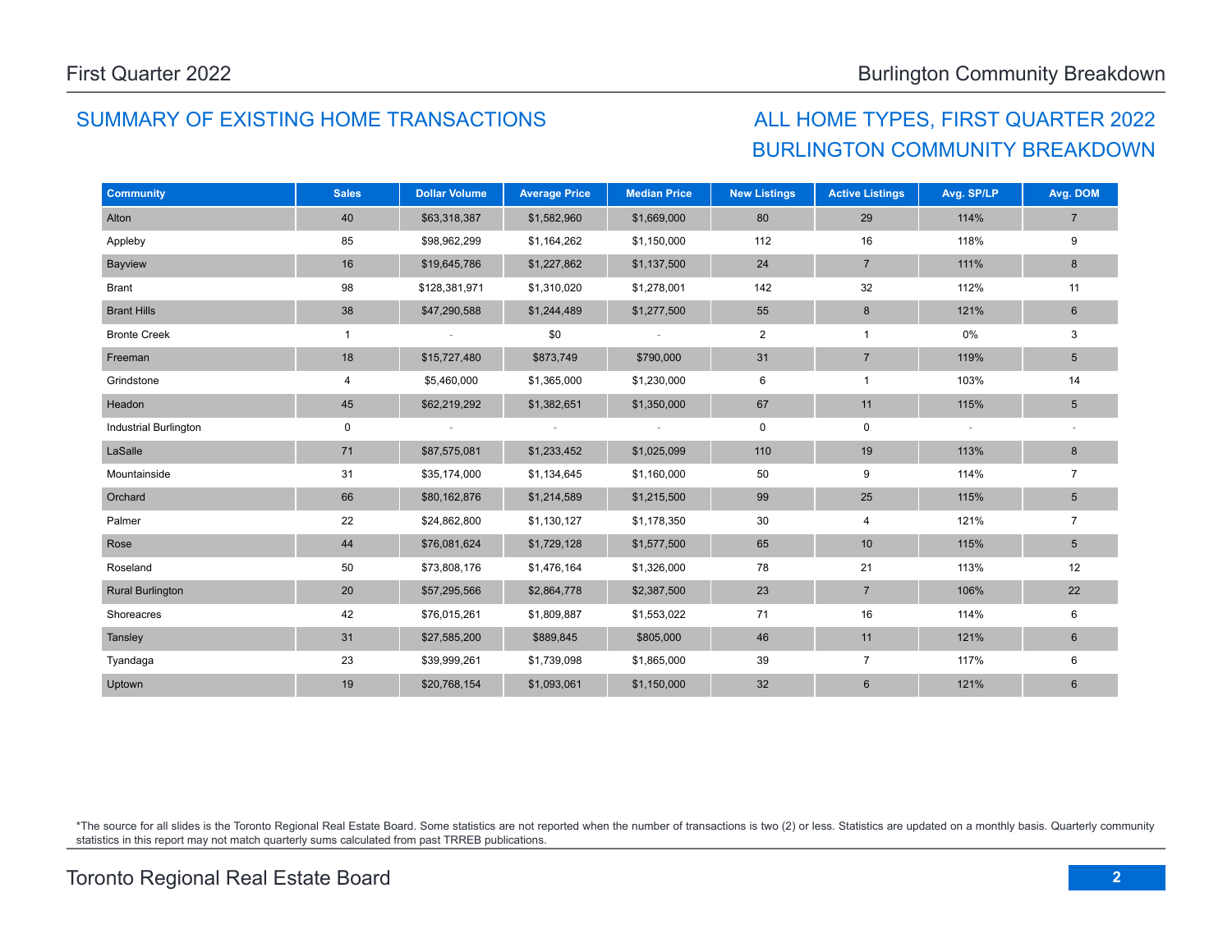## SUMMARY OF EXISTING HOME TRANSACTIONS

## ALL HOME TYPES, FIRST QUARTER 2022 BURLINGTON COMMUNITY BREAKDOWN

| Community | Sales | Dollar Volume | Average Price | Median Price | New Listings | Active Listings | Avg. SP/LP | Avg. DOM |
|---|---|---|---|---|---|---|---|---|
| Alton | 40 | $63,318,387 | $1,582,960 | $1,669,000 | 80 | 29 | 114% | 7 |
| Appleby | 85 | $98,962,299 | $1,164,262 | $1,150,000 | 112 | 16 | 118% | 9 |
| Bayview | 16 | $19,645,786 | $1,227,862 | $1,137,500 | 24 | 7 | 111% | 8 |
| Brant | 98 | $128,381,971 | $1,310,020 | $1,278,001 | 142 | 32 | 112% | 11 |
| Brant Hills | 38 | $47,290,588 | $1,244,489 | $1,277,500 | 55 | 8 | 121% | 6 |
| Bronte Creek | 1 | - | $0 | - | 2 | 1 | 0% | 3 |
| Freeman | 18 | $15,727,480 | $873,749 | $790,000 | 31 | 7 | 119% | 5 |
| Grindstone | 4 | $5,460,000 | $1,365,000 | $1,230,000 | 6 | 1 | 103% | 14 |
| Headon | 45 | $62,219,292 | $1,382,651 | $1,350,000 | 67 | 11 | 115% | 5 |
| Industrial Burlington | 0 | - | - | - | 0 | 0 | - | - |
| LaSalle | 71 | $87,575,081 | $1,233,452 | $1,025,099 | 110 | 19 | 113% | 8 |
| Mountainside | 31 | $35,174,000 | $1,134,645 | $1,160,000 | 50 | 9 | 114% | 7 |
| Orchard | 66 | $80,162,876 | $1,214,589 | $1,215,500 | 99 | 25 | 115% | 5 |
| Palmer | 22 | $24,862,800 | $1,130,127 | $1,178,350 | 30 | 4 | 121% | 7 |
| Rose | 44 | $76,081,624 | $1,729,128 | $1,577,500 | 65 | 10 | 115% | 5 |
| Roseland | 50 | $73,808,176 | $1,476,164 | $1,326,000 | 78 | 21 | 113% | 12 |
| Rural Burlington | 20 | $57,295,566 | $2,864,778 | $2,387,500 | 23 | 7 | 106% | 22 |
| Shoreacres | 42 | $76,015,261 | $1,809,887 | $1,553,022 | 71 | 16 | 114% | 6 |
| Tansley | 31 | $27,585,200 | $889,845 | $805,000 | 46 | 11 | 121% | 6 |
| Tyandaga | 23 | $39,999,261 | $1,739,098 | $1,865,000 | 39 | 7 | 117% | 6 |
| Uptown | 19 | $20,768,154 | $1,093,061 | $1,150,000 | 32 | 6 | 121% | 6 |

*The source for all slides is the Toronto Regional Real Estate Board. Some statistics are not reported when the number of transactions is two (2) or less. Statistics are updated on a monthly basis. Quarterly community statistics in this report may not match quarterly sums calculated from past TRREB publications.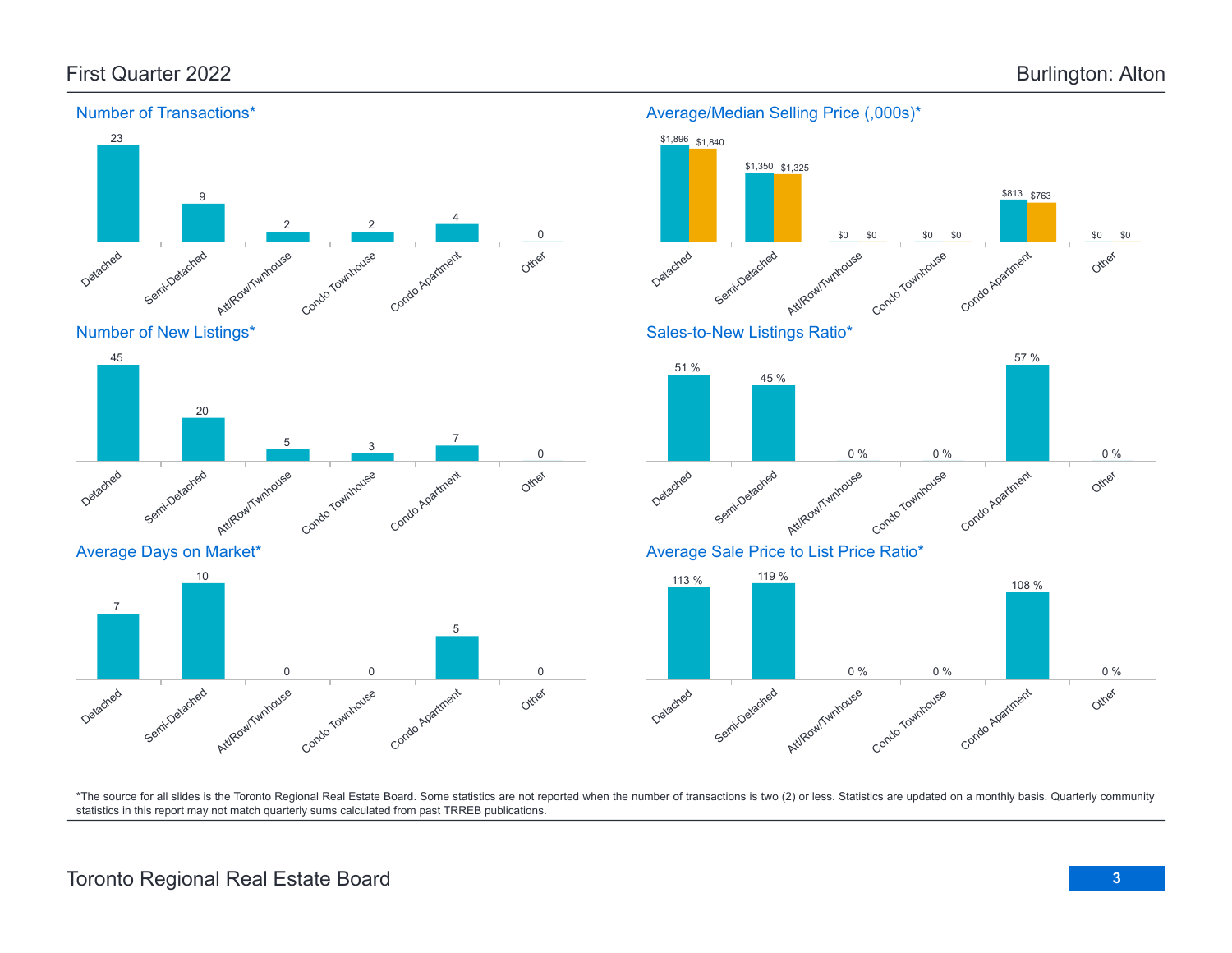First Quarter 2022 — Burlington: Alton

## Number of Transactions*

| Detached | Semi-Detached | Att/Row/Twnhouse | Condo Townhouse | Condo Apartment | Other |
|---|---|---|---|---|---|
| 23 | 9 | 2 | 2 | 4 | 0 |

## Average/Median Selling Price (,000s)*

| | Detached | Semi-Detached | Att/Row/Twnhouse | Condo Townhouse | Condo Apartment | Other |
|---|---|---|---|---|---|---|
| Average | $1,896 | $1,350 | $0 | $0 | $813 | $0 |
| Median | $1,840 | $1,325 | $0 | $0 | $763 | $0 |

## Number of New Listings*

| Detached | Semi-Detached | Att/Row/Twnhouse | Condo Townhouse | Condo Apartment | Other |
|---|---|---|---|---|---|
| 45 | 20 | 5 | 3 | 7 | 0 |

## Sales-to-New Listings Ratio*

| Detached | Semi-Detached | Att/Row/Twnhouse | Condo Townhouse | Condo Apartment | Other |
|---|---|---|---|---|---|
| 51 % | 45 % | 0 % | 0 % | 57 % | 0 % |

## Average Days on Market*

| Detached | Semi-Detached | Att/Row/Twnhouse | Condo Townhouse | Condo Apartment | Other |
|---|---|---|---|---|---|
| 7 | 10 | 0 | 0 | 5 | 0 |

## Average Sale Price to List Price Ratio*

| Detached | Semi-Detached | Att/Row/Twnhouse | Condo Townhouse | Condo Apartment | Other |
|---|---|---|---|---|---|
| 113 % | 119 % | 0 % | 0 % | 108 % | 0 % |

*The source for all slides is the Toronto Regional Real Estate Board. Some statistics are not reported when the number of transactions is two (2) or less. Statistics are updated on a monthly basis. Quarterly community statistics in this report may not match quarterly sums calculated from past TRREB publications.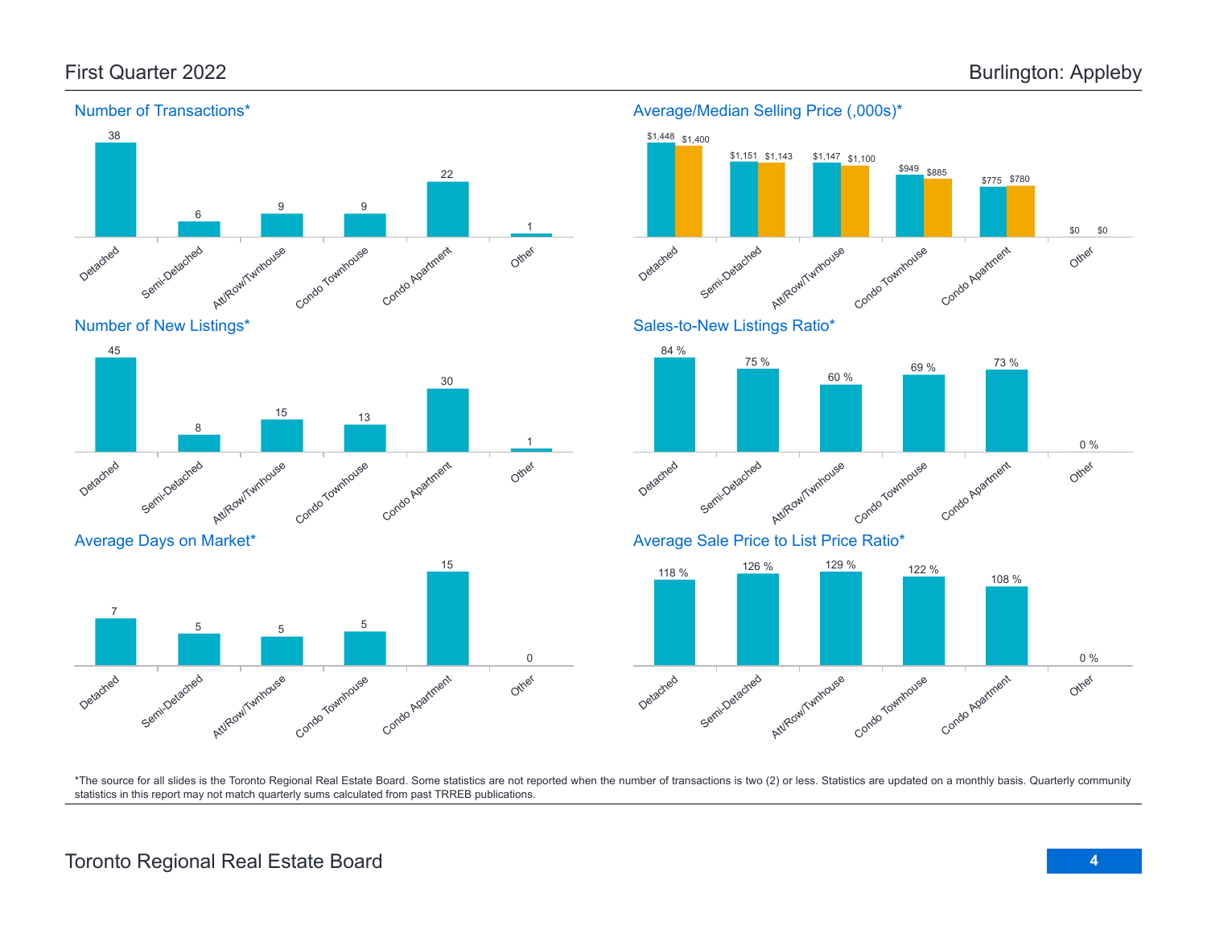# First Quarter 2022

# Burlington: Appleby

## Number of Transactions*

| Detached | Semi-Detached | Att/Row/Twnhouse | Condo Townhouse | Condo Apartment | Other |
|---|---|---|---|---|---|
| 38 | 6 | 9 | 9 | 22 | 1 |

## Average/Median Selling Price (,000s)*

| | Detached | Semi-Detached | Att/Row/Twnhouse | Condo Townhouse | Condo Apartment | Other |
|---|---|---|---|---|---|---|
| Average | $1,448 | $1,151 | $1,147 | $949 | $775 | $0 |
| Median | $1,400 | $1,143 | $1,100 | $885 | $780 | $0 |

## Number of New Listings*

| Detached | Semi-Detached | Att/Row/Twnhouse | Condo Townhouse | Condo Apartment | Other |
|---|---|---|---|---|---|
| 45 | 8 | 15 | 13 | 30 | 1 |

## Sales-to-New Listings Ratio*

| Detached | Semi-Detached | Att/Row/Twnhouse | Condo Townhouse | Condo Apartment | Other |
|---|---|---|---|---|---|
| 84 % | 75 % | 60 % | 69 % | 73 % | 0 % |

## Average Days on Market*

| Detached | Semi-Detached | Att/Row/Twnhouse | Condo Townhouse | Condo Apartment | Other |
|---|---|---|---|---|---|
| 7 | 5 | 5 | 5 | 15 | 0 |

## Average Sale Price to List Price Ratio*

| Detached | Semi-Detached | Att/Row/Twnhouse | Condo Townhouse | Condo Apartment | Other |
|---|---|---|---|---|---|
| 118 % | 126 % | 129 % | 122 % | 108 % | 0 % |

*The source for all slides is the Toronto Regional Real Estate Board. Some statistics are not reported when the number of transactions is two (2) or less. Statistics are updated on a monthly basis. Quarterly community statistics in this report may not match quarterly sums calculated from past TRREB publications.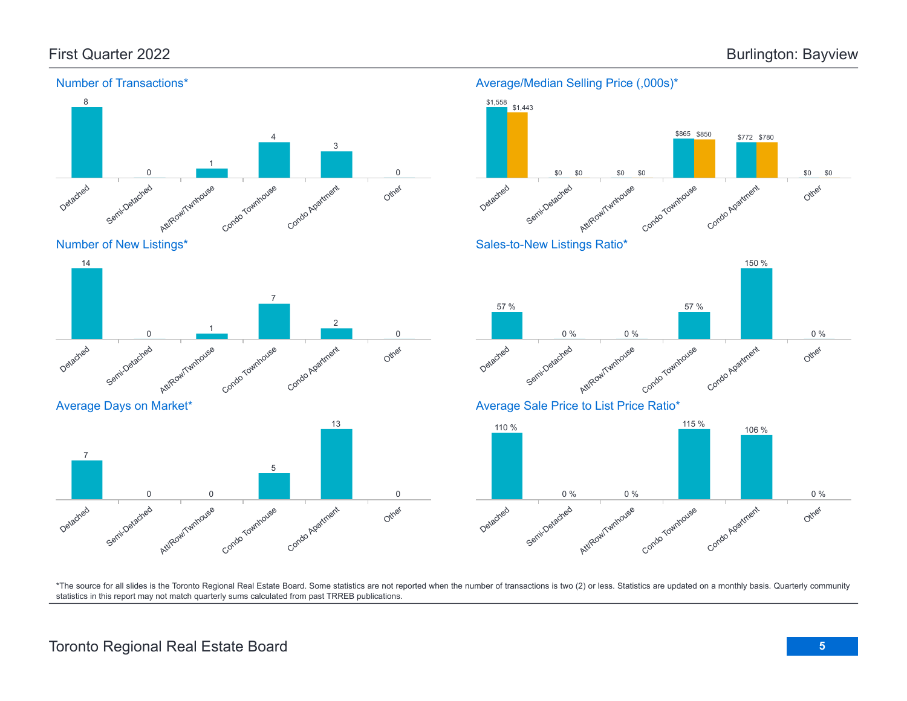# First Quarter 2022

# Burlington: Bayview

## Number of Transactions*

| Detached | Semi-Detached | Att/Row/Twnhouse | Condo Townhouse | Condo Apartment | Other |
|---|---|---|---|---|---|
| 8 | 0 | 1 | 4 | 3 | 0 |

## Average/Median Selling Price (,000s)*

| | Detached | Semi-Detached | Att/Row/Twnhouse | Condo Townhouse | Condo Apartment | Other |
|---|---|---|---|---|---|---|
| Average | $1,558 | $0 | $0 | $865 | $772 | $0 |
| Median | $1,443 | $0 | $0 | $850 | $780 | $0 |

## Number of New Listings*

| Detached | Semi-Detached | Att/Row/Twnhouse | Condo Townhouse | Condo Apartment | Other |
|---|---|---|---|---|---|
| 14 | 0 | 1 | 7 | 2 | 0 |

## Sales-to-New Listings Ratio*

| Detached | Semi-Detached | Att/Row/Twnhouse | Condo Townhouse | Condo Apartment | Other |
|---|---|---|---|---|---|
| 57 % | 0 % | 0 % | 57 % | 150 % | 0 % |

## Average Days on Market*

| Detached | Semi-Detached | Att/Row/Twnhouse | Condo Townhouse | Condo Apartment | Other |
|---|---|---|---|---|---|
| 7 | 0 | 0 | 5 | 13 | 0 |

## Average Sale Price to List Price Ratio*

| Detached | Semi-Detached | Att/Row/Twnhouse | Condo Townhouse | Condo Apartment | Other |
|---|---|---|---|---|---|
| 110 % | 0 % | | 115 % | 106 % | 0 % |

*The source for all slides is the Toronto Regional Real Estate Board. Some statistics are not reported when the number of transactions is two (2) or less. Statistics are updated on a monthly basis. Quarterly community statistics in this report may not match quarterly sums calculated from past TRREB publications.

Toronto Regional Real Estate Board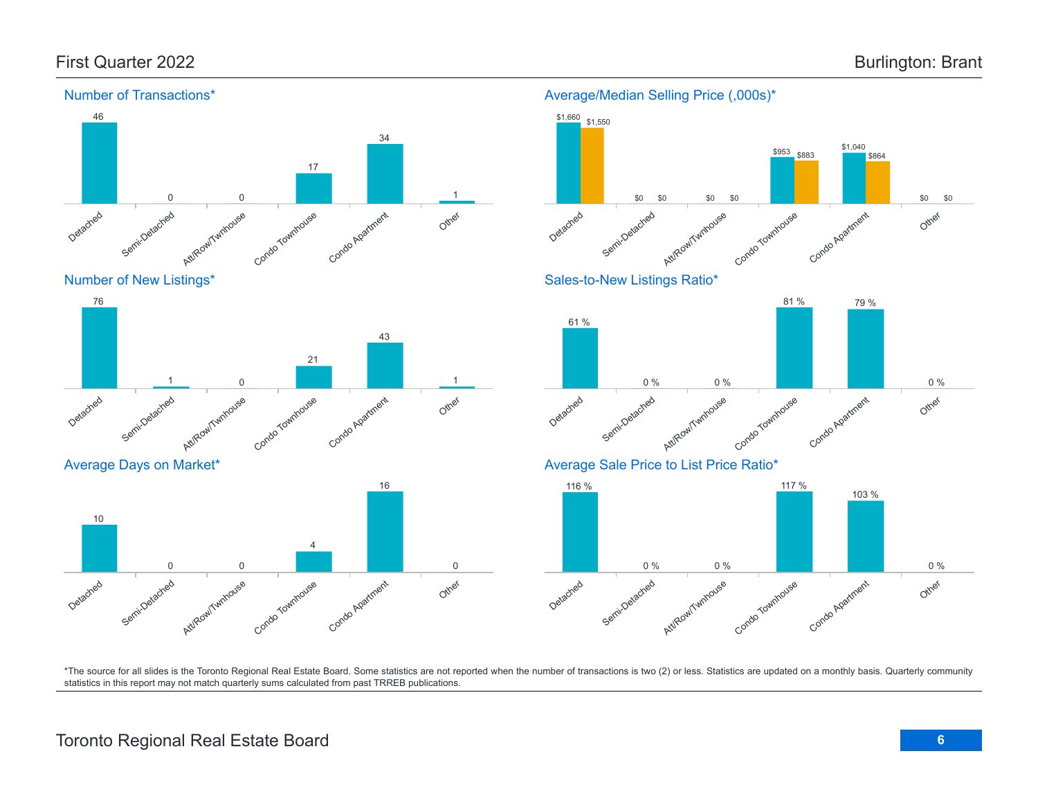## First Quarter 2022

## Burlington: Brant

### Number of Transactions*

| Detached | Semi-Detached | Att/Row/Twnhouse | Condo Townhouse | Condo Apartment | Other |
|---|---|---|---|---|---|
| 46 | 0 | 0 | 17 | 34 | 1 |

### Average/Median Selling Price (,000s)*

| | Detached | Semi-Detached | Att/Row/Twnhouse | Condo Townhouse | Condo Apartment | Other |
|---|---|---|---|---|---|---|
| Average | $1,660 | $0 | $0 | $953 | $1,040 | $0 |
| Median | $1,550 | $0 | $0 | $883 | $864 | $0 |

### Number of New Listings*

| Detached | Semi-Detached | Att/Row/Twnhouse | Condo Townhouse | Condo Apartment | Other |
|---|---|---|---|---|---|
| 76 | 1 | 0 | 21 | 43 | 1 |

### Sales-to-New Listings Ratio*

| Detached | Semi-Detached | Att/Row/Twnhouse | Condo Townhouse | Condo Apartment | Other |
|---|---|---|---|---|---|
| 61 % | 0 % | 0 % | 81 % | 79 % | 0 % |

### Average Days on Market*

| Detached | Semi-Detached | Att/Row/Twnhouse | Condo Townhouse | Condo Apartment | Other |
|---|---|---|---|---|---|
| 10 | 0 | 0 | 4 | 16 | 0 |

### Average Sale Price to List Price Ratio*

| Detached | Semi-Detached | Att/Row/Twnhouse | Condo Townhouse | Condo Apartment | Other |
|---|---|---|---|---|---|
| 116 % | 0 % | 0 % | 117 % | 103 % | 0 % |

*The source for all slides is the Toronto Regional Real Estate Board. Some statistics are not reported when the number of transactions is two (2) or less. Statistics are updated on a monthly basis. Quarterly community statistics in this report may not match quarterly sums calculated from past TRREB publications.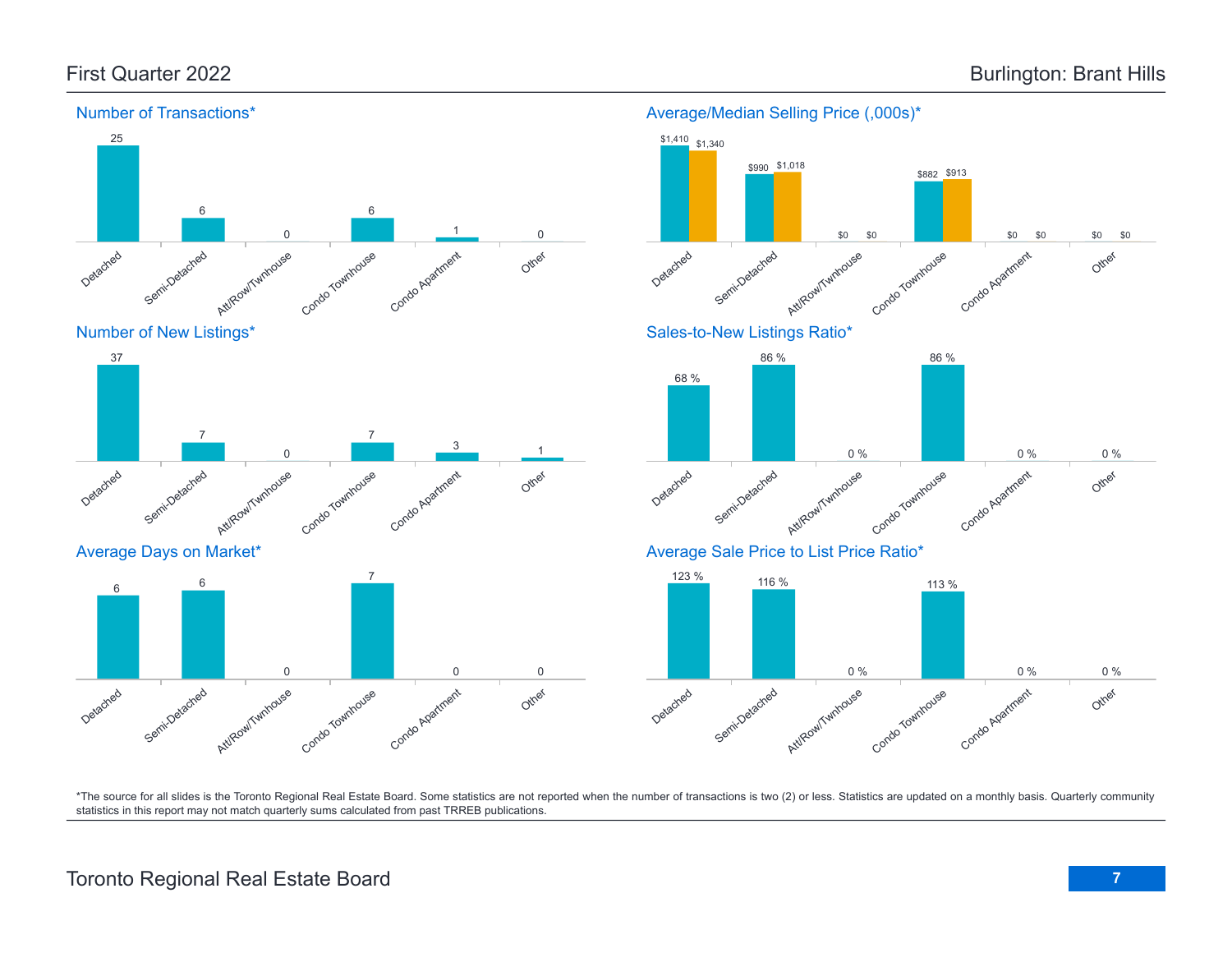# First Quarter 2022

# Burlington: Brant Hills

## Number of Transactions*

| Detached | Semi-Detached | Att/Row/Twnhouse | Condo Townhouse | Condo Apartment | Other |
|---|---|---|---|---|---|
| 25 | 6 | 0 | 6 | 1 | 0 |

## Average/Median Selling Price (,000s)*

| | Detached | Semi-Detached | Att/Row/Twnhouse | Condo Townhouse | Condo Apartment | Other |
|---|---|---|---|---|---|---|
| Average | $1,410 | $990 | $0 | $882 | $0 | $0 |
| Median | $1,340 | $1,018 | $0 | $913 | $0 | $0 |

## Number of New Listings*

| Detached | Semi-Detached | Att/Row/Twnhouse | Condo Townhouse | Condo Apartment | Other |
|---|---|---|---|---|---|
| 37 | 7 | 0 | 7 | 3 | 1 |

## Sales-to-New Listings Ratio*

| Detached | Semi-Detached | Att/Row/Twnhouse | Condo Townhouse | Condo Apartment | Other |
|---|---|---|---|---|---|
| 68 % | 86 % | 0 % | 86 % | 0 % | 0 % |

## Average Days on Market*

| Detached | Semi-Detached | Att/Row/Twnhouse | Condo Townhouse | Condo Apartment | Other |
|---|---|---|---|---|---|
| 6 | 6 | 0 | 7 | 0 | 0 |

## Average Sale Price to List Price Ratio*

| Detached | Semi-Detached | Att/Row/Twnhouse | Condo Townhouse | Condo Apartment | Other |
|---|---|---|---|---|---|
| 123 % | 116 % | 0 % | 113 % | 0 % | 0 % |

*The source for all slides is the Toronto Regional Real Estate Board. Some statistics are not reported when the number of transactions is two (2) or less. Statistics are updated on a monthly basis. Quarterly community statistics in this report may not match quarterly sums calculated from past TRREB publications.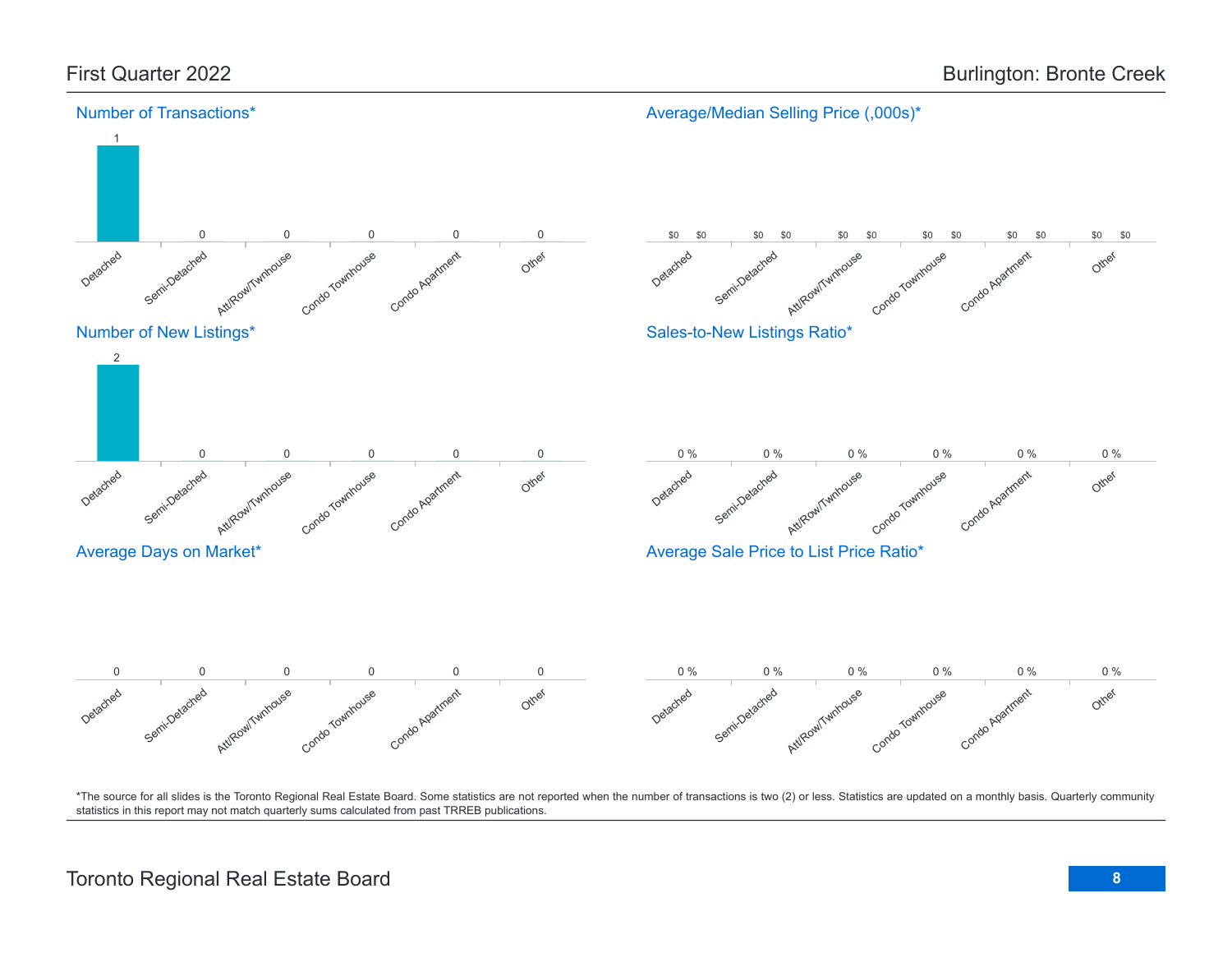# First Quarter 2022 — Burlington: Bronte Creek

## Number of Transactions*

| Detached | Semi-Detached | Att/Row/Twnhouse | Condo Townhouse | Condo Apartment | Other |
| --- | --- | --- | --- | --- | --- |
| 1 | 0 | 0 | 0 | 0 | 0 |

## Average/Median Selling Price (,000s)*

| | Detached | Semi-Detached | Att/Row/Twnhouse | Condo Townhouse | Condo Apartment | Other |
| --- | --- | --- | --- | --- | --- | --- |
| Average | $0 | $0 | $0 | $0 | $0 | $0 |
| Median | $0 | $0 | $0 | $0 | $0 | $0 |

## Number of New Listings*

| Detached | Semi-Detached | Att/Row/Twnhouse | Condo Townhouse | Condo Apartment | Other |
| --- | --- | --- | --- | --- | --- |
| 2 | 0 | 0 | 0 | 0 | 0 |

## Sales-to-New Listings Ratio*

| Detached | Semi-Detached | Att/Row/Twnhouse | Condo Townhouse | Condo Apartment | Other |
| --- | --- | --- | --- | --- | --- |
| 0 % | 0 % | 0 % | 0 % | 0 % | 0 % |

## Average Days on Market*

| Detached | Semi-Detached | Att/Row/Twnhouse | Condo Townhouse | Condo Apartment | Other |
| --- | --- | --- | --- | --- | --- |
| 0 | 0 | 0 | 0 | 0 | 0 |

## Average Sale Price to List Price Ratio*

| Detached | Semi-Detached | Att/Row/Twnhouse | Condo Townhouse | Condo Apartment | Other |
| --- | --- | --- | --- | --- | --- |
| 0 % | 0 % | 0 % | 0 % | 0 % | 0 % |

*The source for all slides is the Toronto Regional Real Estate Board. Some statistics are not reported when the number of transactions is two (2) or less. Statistics are updated on a monthly basis. Quarterly community statistics in this report may not match quarterly sums calculated from past TRREB publications.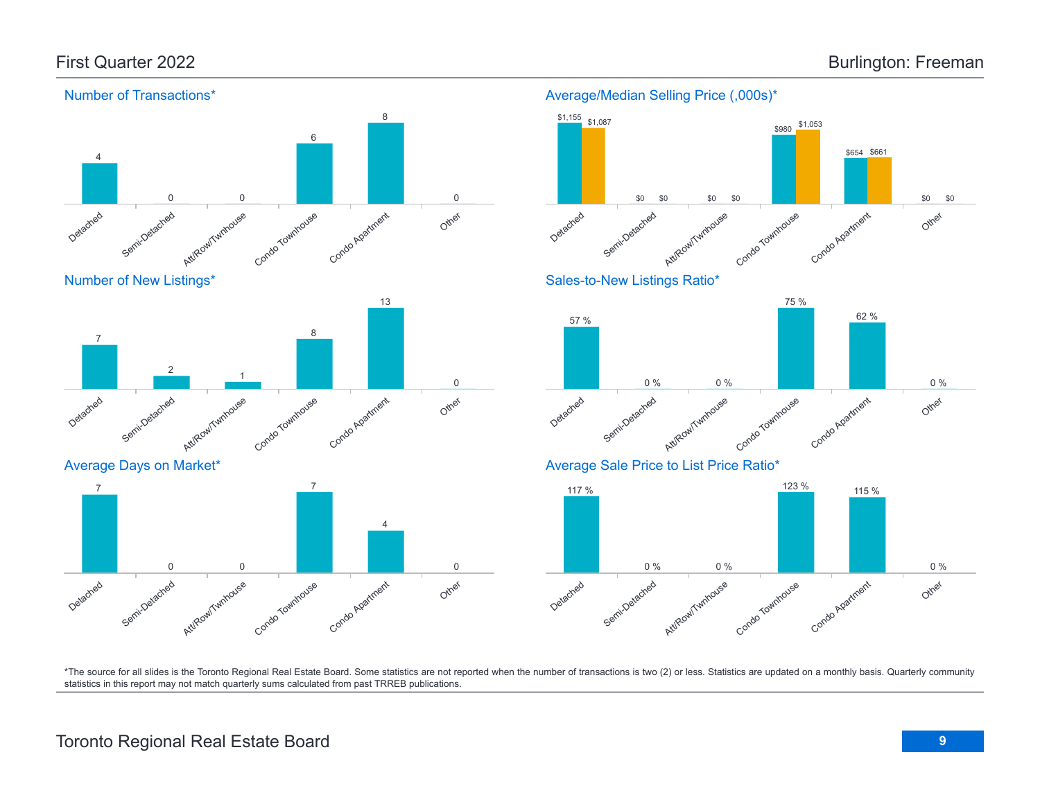# First Quarter 2022 — Burlington: Freeman

## Number of Transactions*

| Detached | Semi-Detached | Att/Row/Twnhouse | Condo Townhouse | Condo Apartment | Other |
|---|---|---|---|---|---|
| 4 | 0 | 0 | 6 | 8 | 0 |

## Average/Median Selling Price (,000s)*

| | Detached | Semi-Detached | Att/Row/Twnhouse | Condo Townhouse | Condo Apartment | Other |
|---|---|---|---|---|---|---|
| Average | $1,155 | $0 | $0 | $980 | $654 | $0 |
| Median | $1,087 | $0 | $0 | $1,053 | $661 | $0 |

## Number of New Listings*

| Detached | Semi-Detached | Att/Row/Twnhouse | Condo Townhouse | Condo Apartment | Other |
|---|---|---|---|---|---|
| 7 | 2 | 1 | 8 | 13 | 0 |

## Sales-to-New Listings Ratio*

| Detached | Semi-Detached | Att/Row/Twnhouse | Condo Townhouse | Condo Apartment | Other |
|---|---|---|---|---|---|
| 57 % | 0 % | 0 % | 75 % | 62 % | 0 % |

## Average Days on Market*

| Detached | Semi-Detached | Att/Row/Twnhouse | Condo Townhouse | Condo Apartment | Other |
|---|---|---|---|---|---|
| 7 | 0 | 0 | 7 | 4 | 0 |

## Average Sale Price to List Price Ratio*

| Detached | Semi-Detached | Att/Row/Twnhouse | Condo Townhouse | Condo Apartment | Other |
|---|---|---|---|---|---|
| 117 % | 0 % | 0 % | 123 % | 115 % | 0 % |

*The source for all slides is the Toronto Regional Real Estate Board. Some statistics are not reported when the number of transactions is two (2) or less. Statistics are updated on a monthly basis. Quarterly community statistics in this report may not match quarterly sums calculated from past TRREB publications.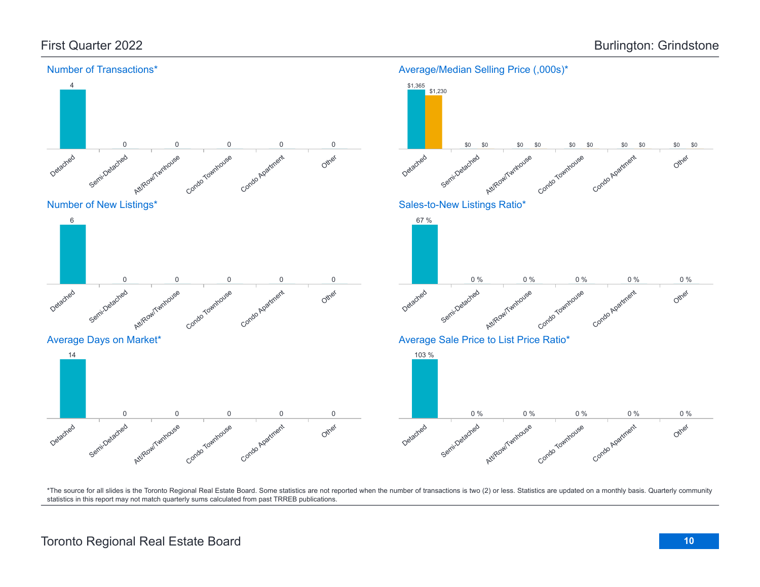# First Quarter 2022 — Burlington: Grindstone

## Number of Transactions*

| Detached | Semi-Detached | Att/Row/Twnhouse | Condo Townhouse | Condo Apartment | Other |
|---|---|---|---|---|---|
| 4 | 0 | 0 | 0 | 0 | 0 |

## Average/Median Selling Price (,000s)*

| | Detached | Semi-Detached | Att/Row/Twnhouse | Condo Townhouse | Condo Apartment | Other |
|---|---|---|---|---|---|---|
| Average | $1,365 | $0 | $0 | $0 | $0 | $0 |
| Median | $1,230 | $0 | $0 | $0 | $0 | $0 |

## Number of New Listings*

| Detached | Semi-Detached | Att/Row/Twnhouse | Condo Townhouse | Condo Apartment | Other |
|---|---|---|---|---|---|
| 6 | 0 | 0 | 0 | 0 | 0 |

## Sales-to-New Listings Ratio*

| Detached | Semi-Detached | Att/Row/Twnhouse | Condo Townhouse | Condo Apartment | Other |
|---|---|---|---|---|---|
| 67 % | 0 % | 0 % | 0 % | 0 % | 0 % |

## Average Days on Market*

| Detached | Semi-Detached | Att/Row/Twnhouse | Condo Townhouse | Condo Apartment | Other |
|---|---|---|---|---|---|
| 14 | 0 | 0 | 0 | 0 | 0 |

## Average Sale Price to List Price Ratio*

| Detached | Semi-Detached | Att/Row/Twnhouse | Condo Townhouse | Condo Apartment | Other |
|---|---|---|---|---|---|
| 103 % | 0 % | 0 % | 0 % | 0 % | 0 % |

*The source for all slides is the Toronto Regional Real Estate Board. Some statistics are not reported when the number of transactions is two (2) or less. Statistics are updated on a monthly basis. Quarterly community statistics in this report may not match quarterly sums calculated from past TRREB publications.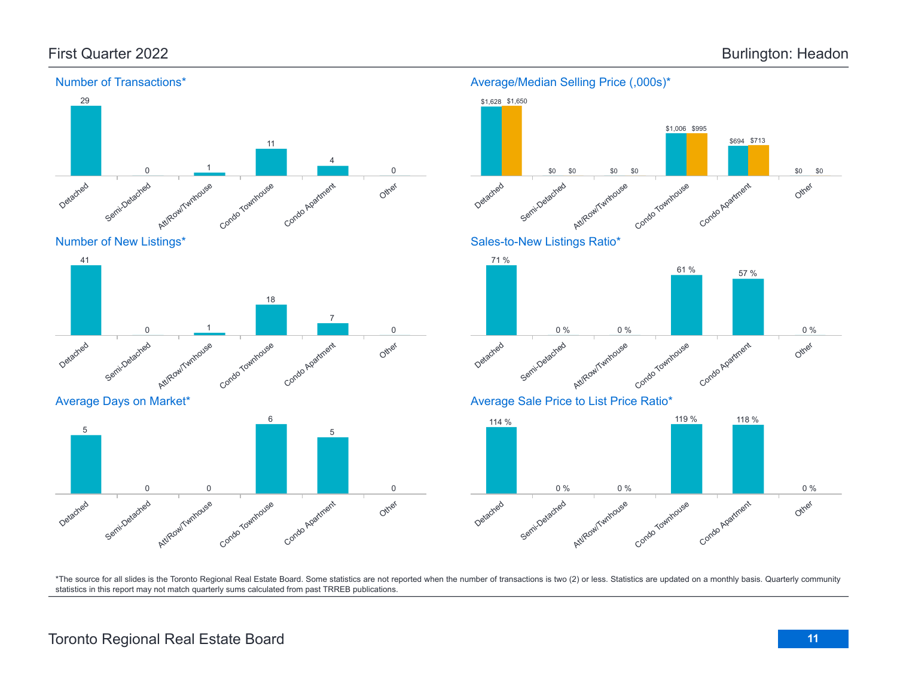# First Quarter 2022

## Burlington: Headon

### Number of Transactions*

| Detached | Semi-Detached | Att/Row/Twnhouse | Condo Townhouse | Condo Apartment | Other |
|---|---|---|---|---|---|
| 29 | 0 | 1 | 11 | 4 | 0 |

### Average/Median Selling Price (,000s)*

| | Detached | Semi-Detached | Att/Row/Twnhouse | Condo Townhouse | Condo Apartment | Other |
|---|---|---|---|---|---|---|
| Average | $1,628 | $0 | $0 | $1,006 | $694 | $0 |
| Median | $1,650 | $0 | $0 | $995 | $713 | $0 |

### Number of New Listings*

| Detached | Semi-Detached | Att/Row/Twnhouse | Condo Townhouse | Condo Apartment | Other |
|---|---|---|---|---|---|
| 41 | 0 | 1 | 18 | 7 | 0 |

### Sales-to-New Listings Ratio*

| Detached | Semi-Detached | Att/Row/Twnhouse | Condo Townhouse | Condo Apartment | Other |
|---|---|---|---|---|---|
| 71 % | 0 % | 0 % | 61 % | 57 % | 0 % |

### Average Days on Market*

| Detached | Semi-Detached | Att/Row/Twnhouse | Condo Townhouse | Condo Apartment | Other |
|---|---|---|---|---|---|
| 5 | 0 | 0 | 6 | 5 | 0 |

### Average Sale Price to List Price Ratio*

| Detached | Semi-Detached | Att/Row/Twnhouse | Condo Townhouse | Condo Apartment | Other |
|---|---|---|---|---|---|
| 114 % | 0 % | 0 % | 119 % | 118 % | 0 % |

*The source for all slides is the Toronto Regional Real Estate Board. Some statistics are not reported when the number of transactions is two (2) or less. Statistics are updated on a monthly basis. Quarterly community statistics in this report may not match quarterly sums calculated from past TRREB publications.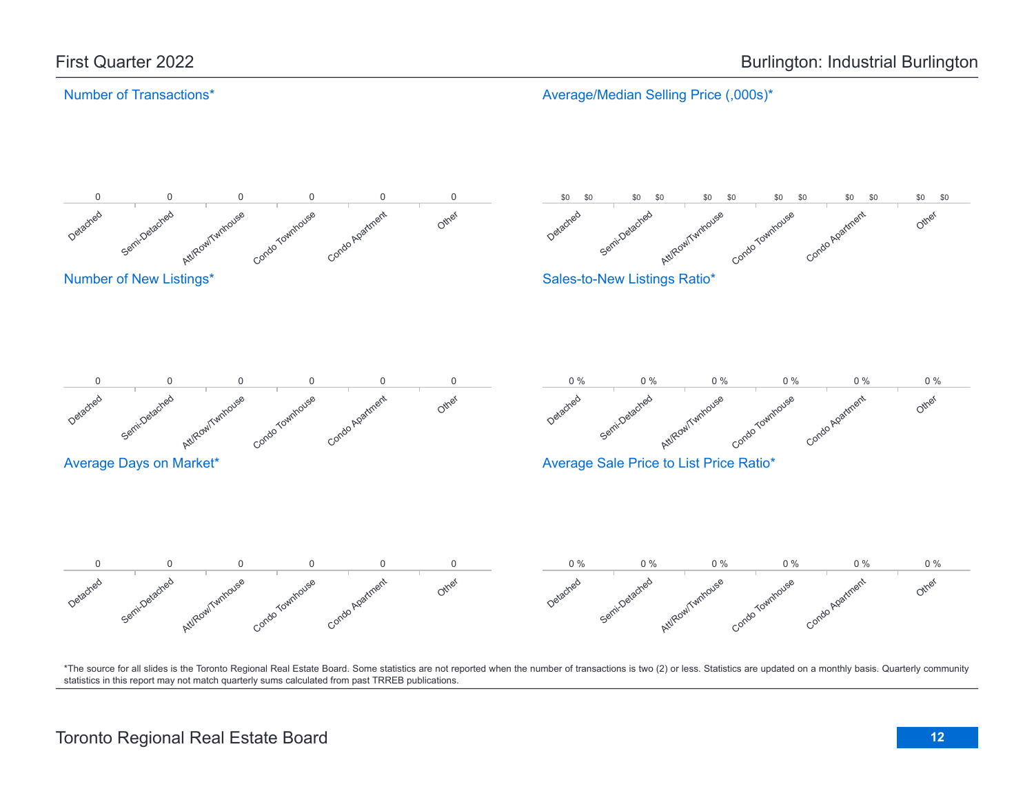# First Quarter 2022

# Burlington: Industrial Burlington

## Number of Transactions*

| Detached | Semi-Detached | Att/Row/Twnhouse | Condo Townhouse | Condo Apartment | Other |
|---|---|---|---|---|---|
| 0 | 0 | 0 | 0 | 0 | 0 |

## Average/Median Selling Price (,000s)*

| Detached | Semi-Detached | Att/Row/Twnhouse | Condo Townhouse | Condo Apartment | Other |
|---|---|---|---|---|---|
| $0 $0 | $0 $0 | $0 $0 | $0 $0 | $0 $0 | $0 $0 |

## Number of New Listings*

| Detached | Semi-Detached | Att/Row/Twnhouse | Condo Townhouse | Condo Apartment | Other |
|---|---|---|---|---|---|
| 0 | 0 | 0 | 0 | 0 | 0 |

## Sales-to-New Listings Ratio*

| Detached | Semi-Detached | Att/Row/Twnhouse | Condo Townhouse | Condo Apartment | Other |
|---|---|---|---|---|---|
| 0 % | 0 % | 0 % | 0 % | 0 % | 0 % |

## Average Days on Market*

| Detached | Semi-Detached | Att/Row/Twnhouse | Condo Townhouse | Condo Apartment | Other |
|---|---|---|---|---|---|
| 0 | 0 | 0 | 0 | 0 | 0 |

## Average Sale Price to List Price Ratio*

| Detached | Semi-Detached | Att/Row/Twnhouse | Condo Townhouse | Condo Apartment | Other |
|---|---|---|---|---|---|
| 0 % | 0 % | 0 % | 0 % | 0 % | 0 % |

*The source for all slides is the Toronto Regional Real Estate Board. Some statistics are not reported when the number of transactions is two (2) or less. Statistics are updated on a monthly basis. Quarterly community statistics in this report may not match quarterly sums calculated from past TRREB publications.

Toronto Regional Real Estate Board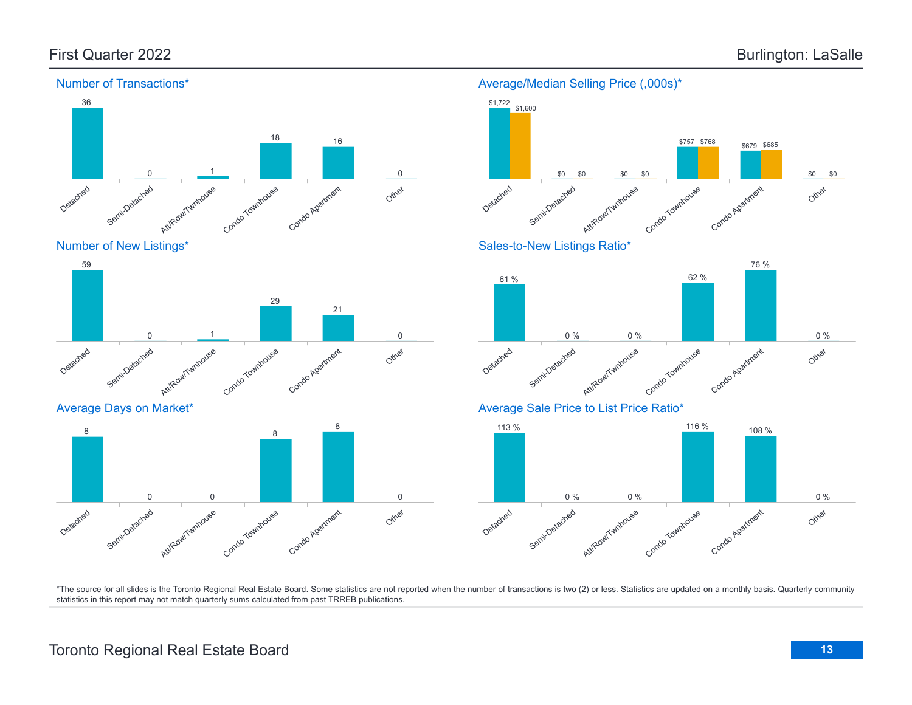# First Quarter 2022 — Burlington: LaSalle

## Number of Transactions*

| Detached | Semi-Detached | Att/Row/Twnhouse | Condo Townhouse | Condo Apartment | Other |
|---|---|---|---|---|---|
| 36 | 0 | 1 | 18 | 16 | 0 |

## Average/Median Selling Price (,000s)*

| | Detached | Semi-Detached | Att/Row/Twnhouse | Condo Townhouse | Condo Apartment | Other |
|---|---|---|---|---|---|---|
| Average | $1,722 | $0 | $0 | $757 | $679 | $0 |
| Median | $1,600 | $0 | $0 | $768 | $685 | $0 |

## Number of New Listings*

| Detached | Semi-Detached | Att/Row/Twnhouse | Condo Townhouse | Condo Apartment | Other |
|---|---|---|---|---|---|
| 59 | 0 | 1 | 29 | 21 | 0 |

## Sales-to-New Listings Ratio*

| Detached | Semi-Detached | Att/Row/Twnhouse | Condo Townhouse | Condo Apartment | Other |
|---|---|---|---|---|---|
| 61 % | 0 % | 0 % | 62 % | 76 % | 0 % |

## Average Days on Market*

| Detached | Semi-Detached | Att/Row/Twnhouse | Condo Townhouse | Condo Apartment | Other |
|---|---|---|---|---|---|
| 8 | 0 | 0 | 8 | 8 | 0 |

## Average Sale Price to List Price Ratio*

| Detached | Semi-Detached | Att/Row/Twnhouse | Condo Townhouse | Condo Apartment | Other |
|---|---|---|---|---|---|
| 113 % | 0 % | 0 % | 116 % | 108 % | 0 % |

*The source for all slides is the Toronto Regional Real Estate Board. Some statistics are not reported when the number of transactions is two (2) or less. Statistics are updated on a monthly basis. Quarterly community statistics in this report may not match quarterly sums calculated from past TRREB publications.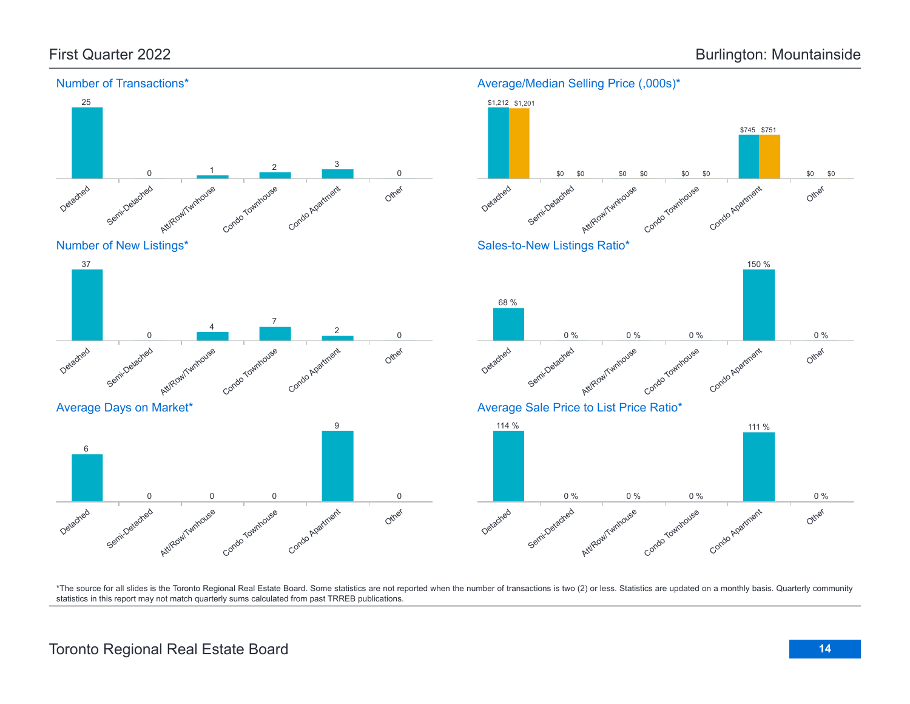# First Quarter 2022 — Burlington: Mountainside

## Number of Transactions*

| Detached | Semi-Detached | Att/Row/Twnhouse | Condo Townhouse | Condo Apartment | Other |
|---|---|---|---|---|---|
| 25 | 0 | 1 | 2 | 3 | 0 |

## Average/Median Selling Price (,000s)*

| | Detached | Semi-Detached | Att/Row/Twnhouse | Condo Townhouse | Condo Apartment | Other |
|---|---|---|---|---|---|---|
| Average | $1,212 | $0 | $0 | $0 | $745 | $0 |
| Median | $1,201 | $0 | $0 | $0 | $751 | $0 |

## Number of New Listings*

| Detached | Semi-Detached | Att/Row/Twnhouse | Condo Townhouse | Condo Apartment | Other |
|---|---|---|---|---|---|
| 37 | 0 | 4 | 7 | 2 | 0 |

## Sales-to-New Listings Ratio*

| Detached | Semi-Detached | Att/Row/Twnhouse | Condo Townhouse | Condo Apartment | Other |
|---|---|---|---|---|---|
| 68 % | 0 % | 0 % | 0 % | 150 % | 0 % |

## Average Days on Market*

| Detached | Semi-Detached | Att/Row/Twnhouse | Condo Townhouse | Condo Apartment | Other |
|---|---|---|---|---|---|
| 6 | 0 | 0 | 0 | 9 | 0 |

## Average Sale Price to List Price Ratio*

| Detached | Semi-Detached | Att/Row/Twnhouse | Condo Townhouse | Condo Apartment | Other |
|---|---|---|---|---|---|
| 114 % | 0 % | 0 % | 0 % | 111 % | 0 % |

*The source for all slides is the Toronto Regional Real Estate Board. Some statistics are not reported when the number of transactions is two (2) or less. Statistics are updated on a monthly basis. Quarterly community statistics in this report may not match quarterly sums calculated from past TRREB publications.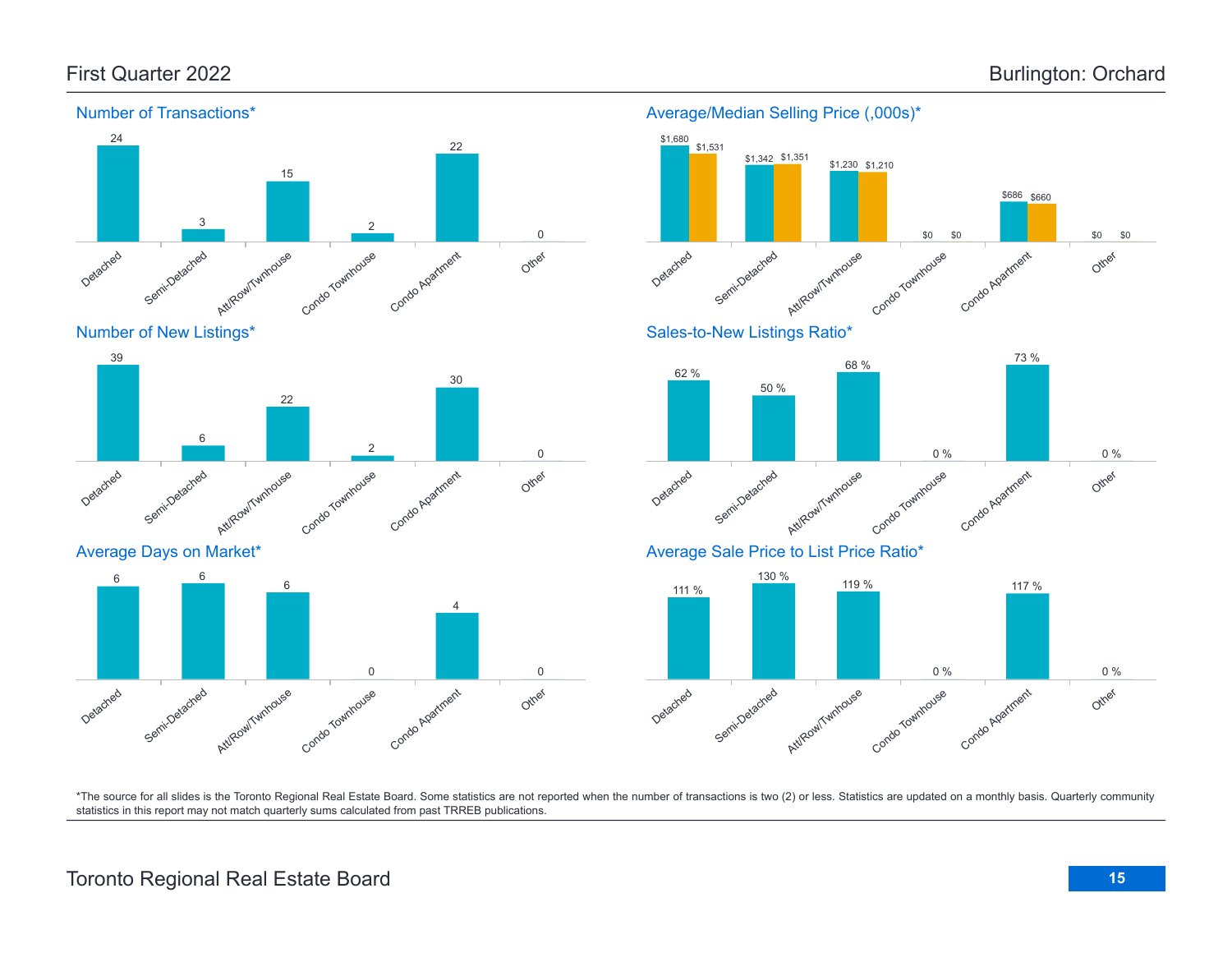First Quarter 2022

# Burlington: Orchard

## Number of Transactions*

| Detached | Semi-Detached | Att/Row/Twnhouse | Condo Townhouse | Condo Apartment | Other |
|---|---|---|---|---|---|
| 24 | 3 | 15 | 2 | 22 | 0 |

## Average/Median Selling Price (,000s)*

| | Detached | Semi-Detached | Att/Row/Twnhouse | Condo Townhouse | Condo Apartment | Other |
|---|---|---|---|---|---|---|
| Average | $1,680 | $1,342 | $1,230 | $0 | $686 | $0 |
| Median | $1,531 | $1,351 | $1,210 | $0 | $660 | $0 |

## Number of New Listings*

| Detached | Semi-Detached | Att/Row/Twnhouse | Condo Townhouse | Condo Apartment | Other |
|---|---|---|---|---|---|
| 39 | 6 | 22 | 2 | 30 | 0 |

## Sales-to-New Listings Ratio*

| Detached | Semi-Detached | Att/Row/Twnhouse | Condo Townhouse | Condo Apartment | Other |
|---|---|---|---|---|---|
| 62 % | 50 % | 68 % | 0 % | 73 % | 0 % |

## Average Days on Market*

| Detached | Semi-Detached | Att/Row/Twnhouse | Condo Townhouse | Condo Apartment | Other |
|---|---|---|---|---|---|
| 6 | 6 | 6 | 0 | 4 | 0 |

## Average Sale Price to List Price Ratio*

| Detached | Semi-Detached | Att/Row/Twnhouse | Condo Townhouse | Condo Apartment | Other |
|---|---|---|---|---|---|
| 111 % | 130 % | 119 % | 0 % | 117 % | 0 % |

*The source for all slides is the Toronto Regional Real Estate Board. Some statistics are not reported when the number of transactions is two (2) or less. Statistics are updated on a monthly basis. Quarterly community statistics in this report may not match quarterly sums calculated from past TRREB publications.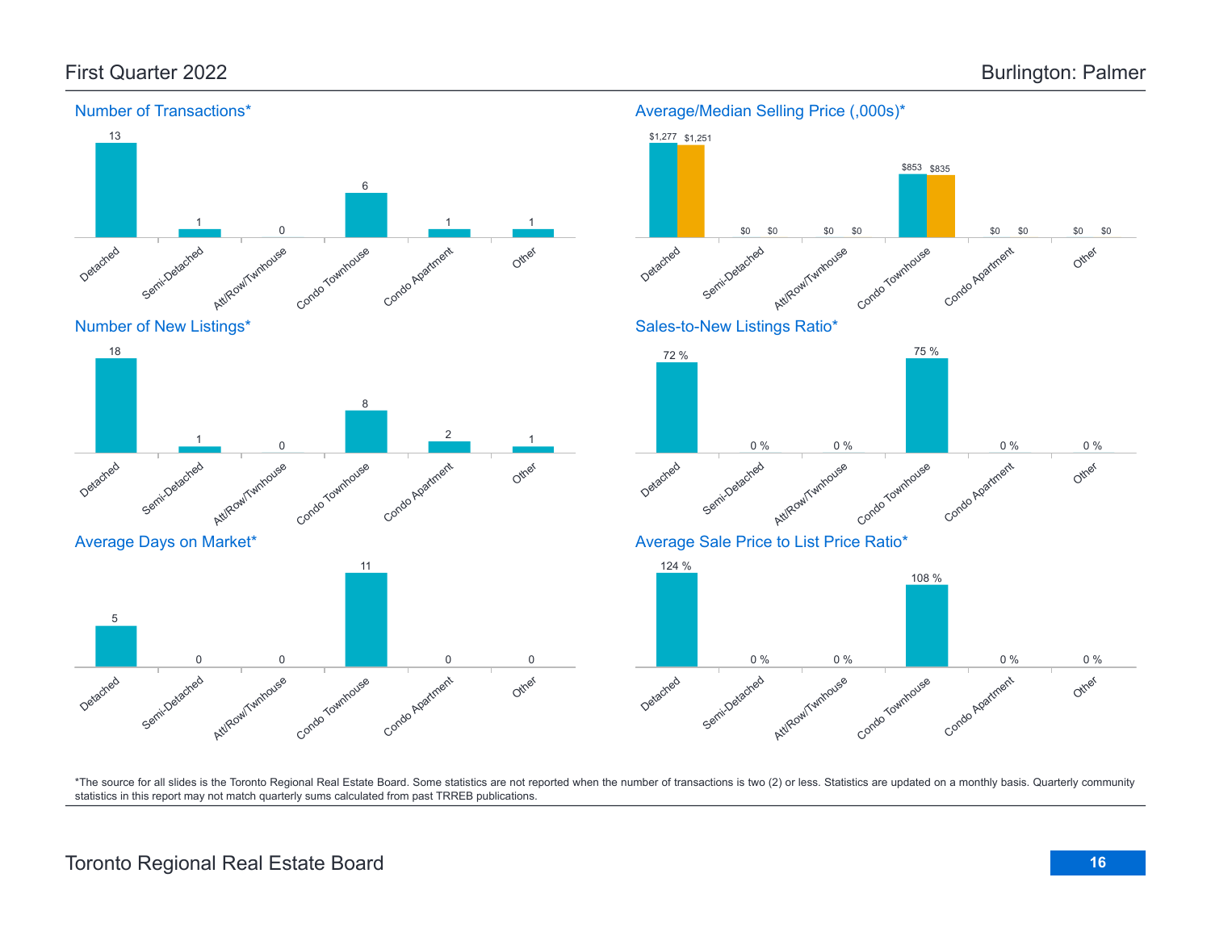## First Quarter 2022

## Burlington: Palmer

### Number of Transactions*

| Detached | Semi-Detached | Att/Row/Twnhouse | Condo Townhouse | Condo Apartment | Other |
|---|---|---|---|---|---|
| 13 | 1 | 0 | 6 | 1 | 1 |

### Average/Median Selling Price (,000s)*

| | Detached | Semi-Detached | Att/Row/Twnhouse | Condo Townhouse | Condo Apartment | Other |
|---|---|---|---|---|---|---|
| Average | $1,277 | $0 | $0 | $853 | $0 | $0 |
| Median | $1,251 | $0 | $0 | $835 | $0 | $0 |

### Number of New Listings*

| Detached | Semi-Detached | Att/Row/Twnhouse | Condo Townhouse | Condo Apartment | Other |
|---|---|---|---|---|---|
| 18 | 1 | 0 | 8 | 2 | 1 |

### Sales-to-New Listings Ratio*

| Detached | Semi-Detached | Att/Row/Twnhouse | Condo Townhouse | Condo Apartment | Other |
|---|---|---|---|---|---|
| 72 % | 0 % | 0 % | 75 % | 0 % | 0 % |

### Average Days on Market*

| Detached | Semi-Detached | Att/Row/Twnhouse | Condo Townhouse | Condo Apartment | Other |
|---|---|---|---|---|---|
| 5 | 0 | 0 | 11 | 0 | 0 |

### Average Sale Price to List Price Ratio*

| Detached | Semi-Detached | Att/Row/Twnhouse | Condo Townhouse | Condo Apartment | Other |
|---|---|---|---|---|---|
| 124 % | 0 % | 0 % | 108 % | 0 % | 0 % |

*The source for all slides is the Toronto Regional Real Estate Board. Some statistics are not reported when the number of transactions is two (2) or less. Statistics are updated on a monthly basis. Quarterly community statistics in this report may not match quarterly sums calculated from past TRREB publications.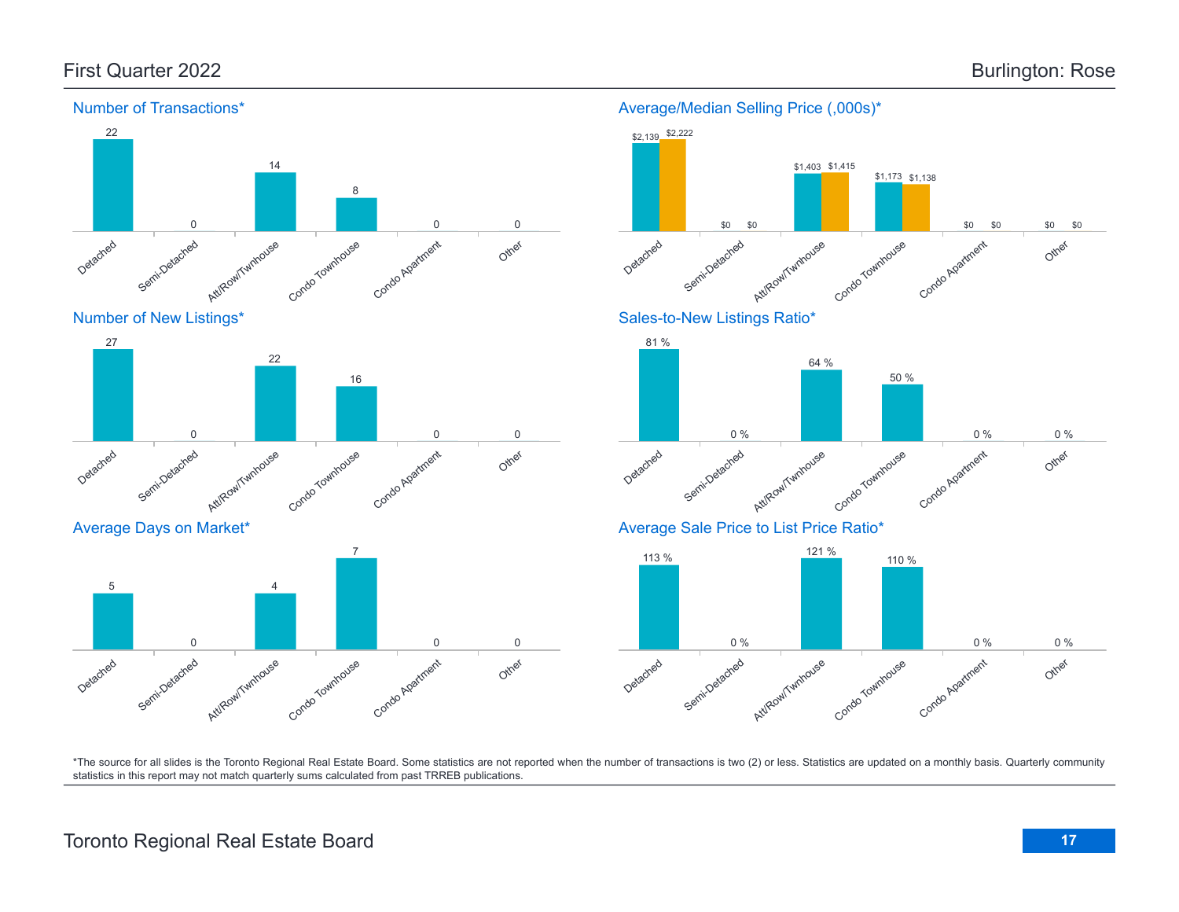## First Quarter 2022 — Burlington: Rose

### Number of Transactions*

| Detached | Semi-Detached | Att/Row/Twnhouse | Condo Townhouse | Condo Apartment | Other |
|---|---|---|---|---|---|
| 22 | 0 | 14 | 8 | 0 | 0 |

### Average/Median Selling Price (,000s)*

| | Detached | Semi-Detached | Att/Row/Twnhouse | Condo Townhouse | Condo Apartment | Other |
|---|---|---|---|---|---|---|
| Average | $2,139 | $0 | $1,403 | $1,173 | $0 | $0 |
| Median | $2,222 | $0 | $1,415 | $1,138 | $0 | $0 |

### Number of New Listings*

| Detached | Semi-Detached | Att/Row/Twnhouse | Condo Townhouse | Condo Apartment | Other |
|---|---|---|---|---|---|
| 27 | 0 | 22 | 16 | 0 | 0 |

### Sales-to-New Listings Ratio*

| Detached | Semi-Detached | Att/Row/Twnhouse | Condo Townhouse | Condo Apartment | Other |
|---|---|---|---|---|---|
| 81 % | 0 % | 64 % | 50 % | 0 % | 0 % |

### Average Days on Market*

| Detached | Semi-Detached | Att/Row/Twnhouse | Condo Townhouse | Condo Apartment | Other |
|---|---|---|---|---|---|
| 5 | 0 | 4 | 7 | 0 | 0 |

### Average Sale Price to List Price Ratio*

| Detached | Semi-Detached | Att/Row/Twnhouse | Condo Townhouse | Condo Apartment | Other |
|---|---|---|---|---|---|
| 113 % | 0 % | 121 % | 110 % | 0 % | 0 % |

*The source for all slides is the Toronto Regional Real Estate Board. Some statistics are not reported when the number of transactions is two (2) or less. Statistics are updated on a monthly basis. Quarterly community statistics in this report may not match quarterly sums calculated from past TRREB publications.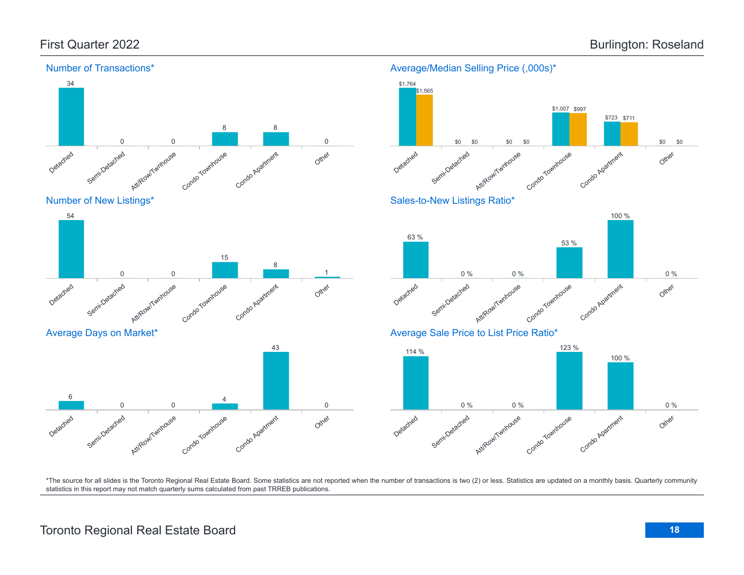## First Quarter 2022

## Burlington: Roseland

### Number of Transactions*

| Detached | Semi-Detached | Att/Row/Twnhouse | Condo Townhouse | Condo Apartment | Other |
|---|---|---|---|---|---|
| 34 | 0 | 0 | 8 | 8 | 0 |

### Average/Median Selling Price (,000s)*

| | Detached | Semi-Detached | Att/Row/Twnhouse | Condo Townhouse | Condo Apartment | Other |
|---|---|---|---|---|---|---|
| Average | $1,764 | $0 | $0 | $1,007 | $723 | $0 |
| Median | $1,565 | $0 | $0 | $997 | $711 | $0 |

### Number of New Listings*

| Detached | Semi-Detached | Att/Row/Twnhouse | Condo Townhouse | Condo Apartment | Other |
|---|---|---|---|---|---|
| 54 | 0 | 0 | 15 | 8 | 1 |

### Sales-to-New Listings Ratio*

| Detached | Semi-Detached | Att/Row/Twnhouse | Condo Townhouse | Condo Apartment | Other |
|---|---|---|---|---|---|
| 63 % | 0 % | 0 % | 53 % | 100 % | 0 % |

### Average Days on Market*

| Detached | Semi-Detached | Att/Row/Twnhouse | Condo Townhouse | Condo Apartment | Other |
|---|---|---|---|---|---|
| 6 | 0 | 0 | 4 | 43 | 0 |

### Average Sale Price to List Price Ratio*

| Detached | Semi-Detached | Att/Row/Twnhouse | Condo Townhouse | Condo Apartment | Other |
|---|---|---|---|---|---|
| 114 % | 0 % | 0 % | 123 % | 100 % | 0 % |

*The source for all slides is the Toronto Regional Real Estate Board. Some statistics are not reported when the number of transactions is two (2) or less. Statistics are updated on a monthly basis. Quarterly community statistics in this report may not match quarterly sums calculated from past TRREB publications.

Toronto Regional Real Estate Board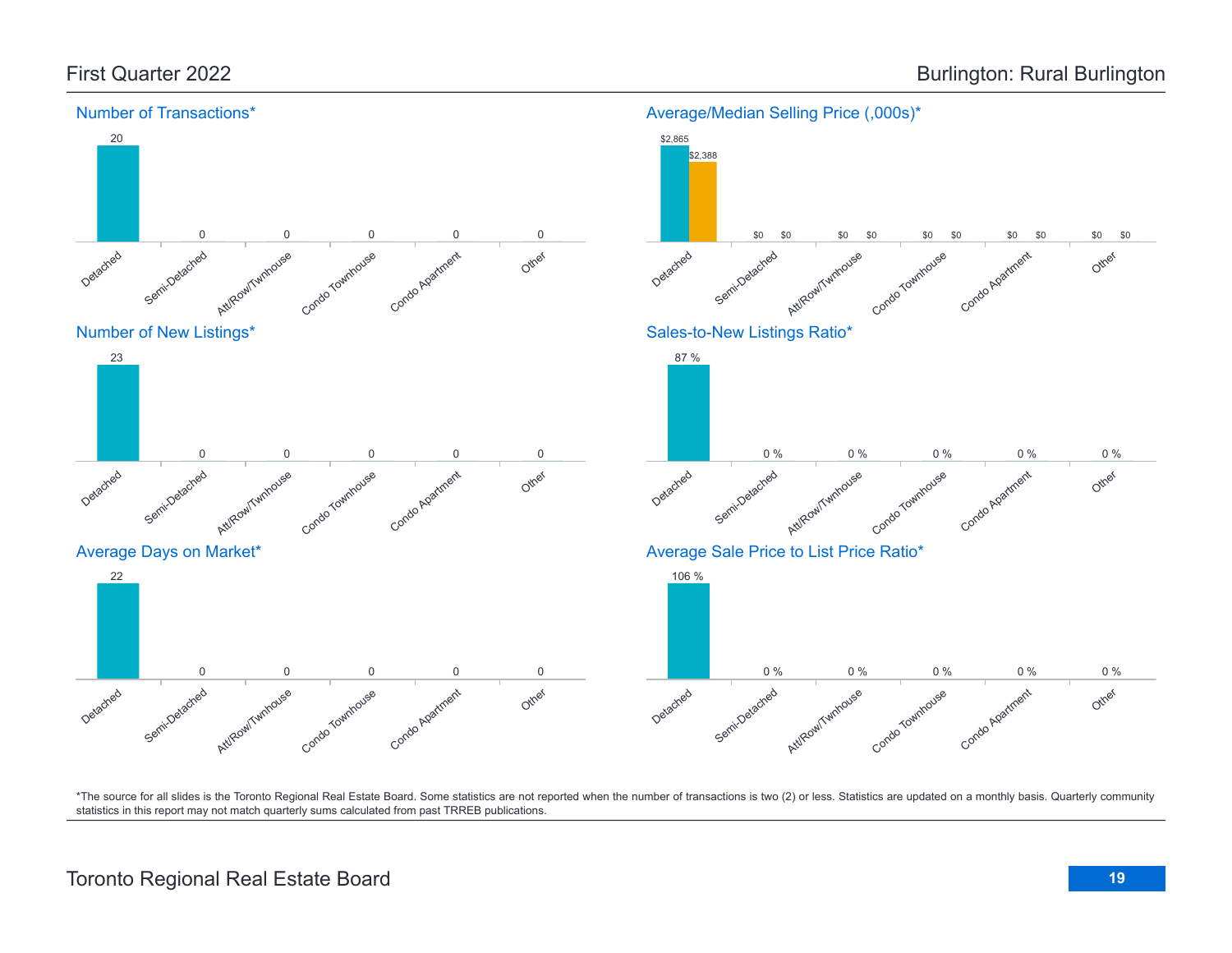First Quarter 2022

Burlington: Rural Burlington

## Number of Transactions*

| Detached | Semi-Detached | Att/Row/Twnhouse | Condo Townhouse | Condo Apartment | Other |
|---|---|---|---|---|---|
| 20 | 0 | 0 | 0 | 0 | 0 |

## Average/Median Selling Price (,000s)*

| | Detached | Semi-Detached | Att/Row/Twnhouse | Condo Townhouse | Condo Apartment | Other |
|---|---|---|---|---|---|---|
| Average | $2,865 | $0 | $0 | $0 | $0 | $0 |
| Median | $2,388 | $0 | $0 | $0 | $0 | $0 |

## Number of New Listings*

| Detached | Semi-Detached | Att/Row/Twnhouse | Condo Townhouse | Condo Apartment | Other |
|---|---|---|---|---|---|
| 23 | 0 | 0 | 0 | 0 | 0 |

## Sales-to-New Listings Ratio*

| Detached | Semi-Detached | Att/Row/Twnhouse | Condo Townhouse | Condo Apartment | Other |
|---|---|---|---|---|---|
| 87 % | 0 % | 0 % | 0 % | 0 % | 0 % |

## Average Days on Market*

| Detached | Semi-Detached | Att/Row/Twnhouse | Condo Townhouse | Condo Apartment | Other |
|---|---|---|---|---|---|
| 22 | 0 | 0 | 0 | 0 | 0 |

## Average Sale Price to List Price Ratio*

| Detached | Semi-Detached | Att/Row/Twnhouse | Condo Townhouse | Condo Apartment | Other |
|---|---|---|---|---|---|
| 106 % | 0 % | 0 % | 0 % | 0 % | 0 % |

*The source for all slides is the Toronto Regional Real Estate Board. Some statistics are not reported when the number of transactions is two (2) or less. Statistics are updated on a monthly basis. Quarterly community statistics in this report may not match quarterly sums calculated from past TRREB publications.

Toronto Regional Real Estate Board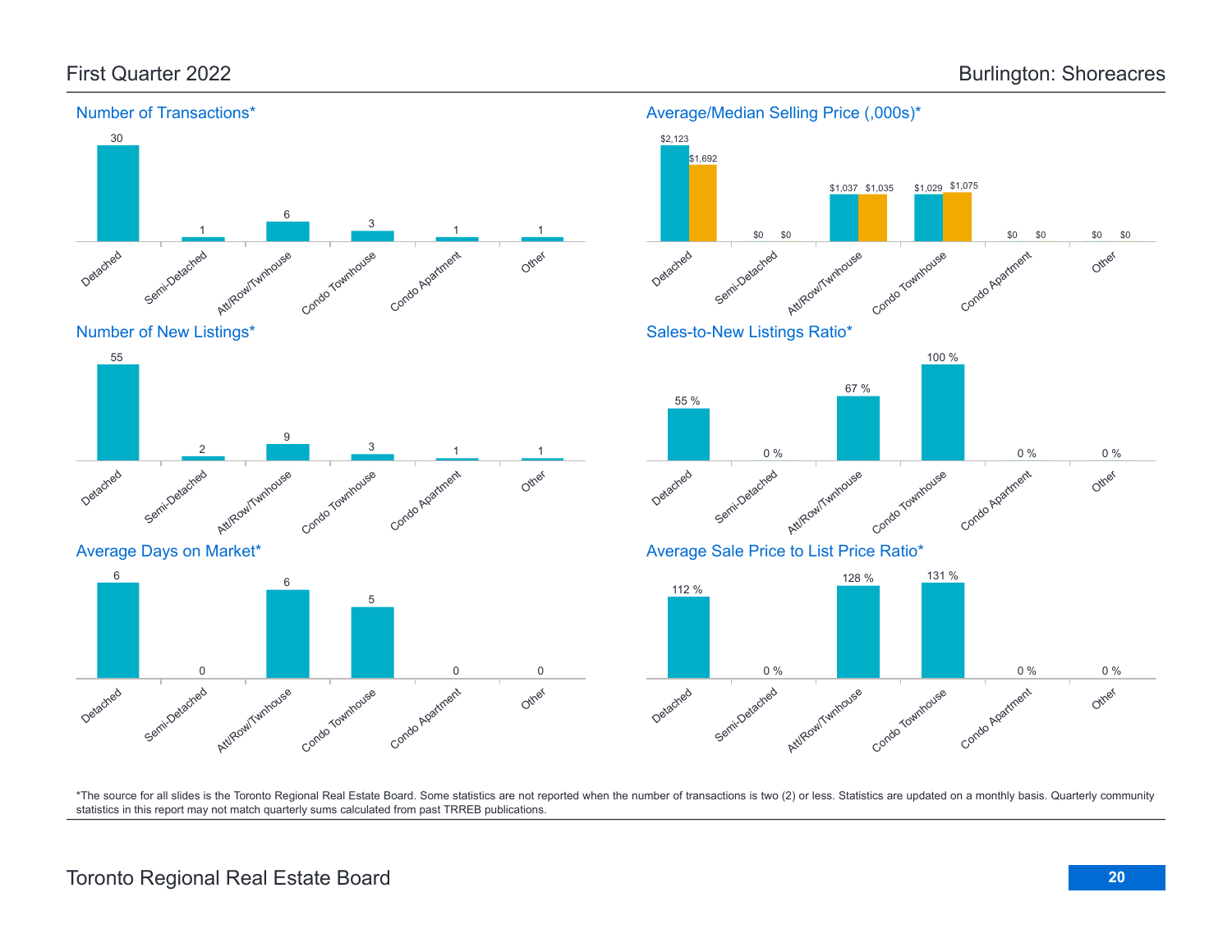First Quarter 2022 — Burlington: Shoreacres

## Number of Transactions*

| Detached | Semi-Detached | Att/Row/Twnhouse | Condo Townhouse | Condo Apartment | Other |
|---|---|---|---|---|---|
| 30 | 1 | 6 | 3 | 1 | 1 |

## Average/Median Selling Price (,000s)*

| | Detached | Semi-Detached | Att/Row/Twnhouse | Condo Townhouse | Condo Apartment | Other |
|---|---|---|---|---|---|---|
| Average | $2,123 | $0 | $1,037 | $1,029 | $0 | $0 |
| Median | $1,692 | $0 | $1,035 | $1,075 | $0 | $0 |

## Number of New Listings*

| Detached | Semi-Detached | Att/Row/Twnhouse | Condo Townhouse | Condo Apartment | Other |
|---|---|---|---|---|---|
| 55 | 2 | 9 | 3 | 1 | 1 |

## Sales-to-New Listings Ratio*

| Detached | Semi-Detached | Att/Row/Twnhouse | Condo Townhouse | Condo Apartment | Other |
|---|---|---|---|---|---|
| 55 % | 0 % | 67 % | 100 % | 0 % | 0 % |

## Average Days on Market*

| Detached | Semi-Detached | Att/Row/Twnhouse | Condo Townhouse | Condo Apartment | Other |
|---|---|---|---|---|---|
| 6 | 0 | 6 | 5 | 0 | 0 |

## Average Sale Price to List Price Ratio*

| Detached | Semi-Detached | Att/Row/Twnhouse | Condo Townhouse | Condo Apartment | Other |
|---|---|---|---|---|---|
| 112 % | 0 % | 128 % | 131 % | 0 % | 0 % |

*The source for all slides is the Toronto Regional Real Estate Board. Some statistics are not reported when the number of transactions is two (2) or less. Statistics are updated on a monthly basis. Quarterly community statistics in this report may not match quarterly sums calculated from past TRREB publications.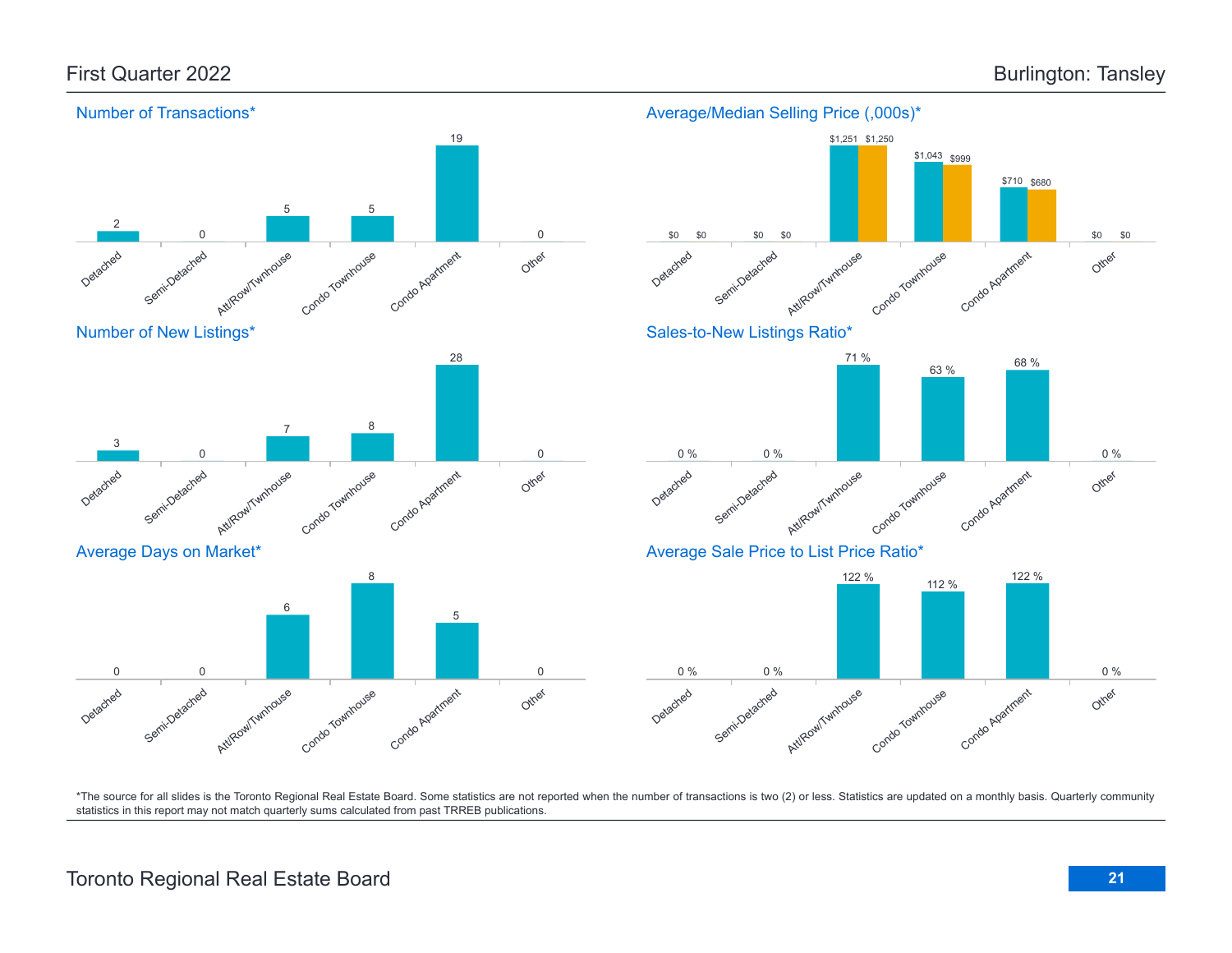# First Quarter 2022

# Burlington: Tansley

## Number of Transactions*

| Detached | Semi-Detached | Att/Row/Twnhouse | Condo Townhouse | Condo Apartment | Other |
|---|---|---|---|---|---|
| 2 | 0 | 5 | 5 | 19 | 0 |

## Average/Median Selling Price (,000s)*

| | Detached | Semi-Detached | Att/Row/Twnhouse | Condo Townhouse | Condo Apartment | Other |
|---|---|---|---|---|---|---|
| Average | $0 | $0 | $1,251 | $1,043 | $710 | $0 |
| Median | $0 | $0 | $1,250 | $999 | $680 | $0 |

## Number of New Listings*

| Detached | Semi-Detached | Att/Row/Twnhouse | Condo Townhouse | Condo Apartment | Other |
|---|---|---|---|---|---|
| 3 | 0 | 7 | 8 | 28 | 0 |

## Sales-to-New Listings Ratio*

| Detached | Semi-Detached | Att/Row/Twnhouse | Condo Townhouse | Condo Apartment | Other |
|---|---|---|---|---|---|
| 0 % | 0 % | 71 % | 63 % | 68 % | 0 % |

## Average Days on Market*

| Detached | Semi-Detached | Att/Row/Twnhouse | Condo Townhouse | Condo Apartment | Other |
|---|---|---|---|---|---|
| 0 | 0 | 6 | 8 | 5 | 0 |

## Average Sale Price to List Price Ratio*

| Detached | Semi-Detached | Att/Row/Twnhouse | Condo Townhouse | Condo Apartment | Other |
|---|---|---|---|---|---|
| 0 % | 0 % | 122 % | 112 % | 122 % | 0 % |

*The source for all slides is the Toronto Regional Real Estate Board. Some statistics are not reported when the number of transactions is two (2) or less. Statistics are updated on a monthly basis. Quarterly community statistics in this report may not match quarterly sums calculated from past TRREB publications.

Toronto Regional Real Estate Board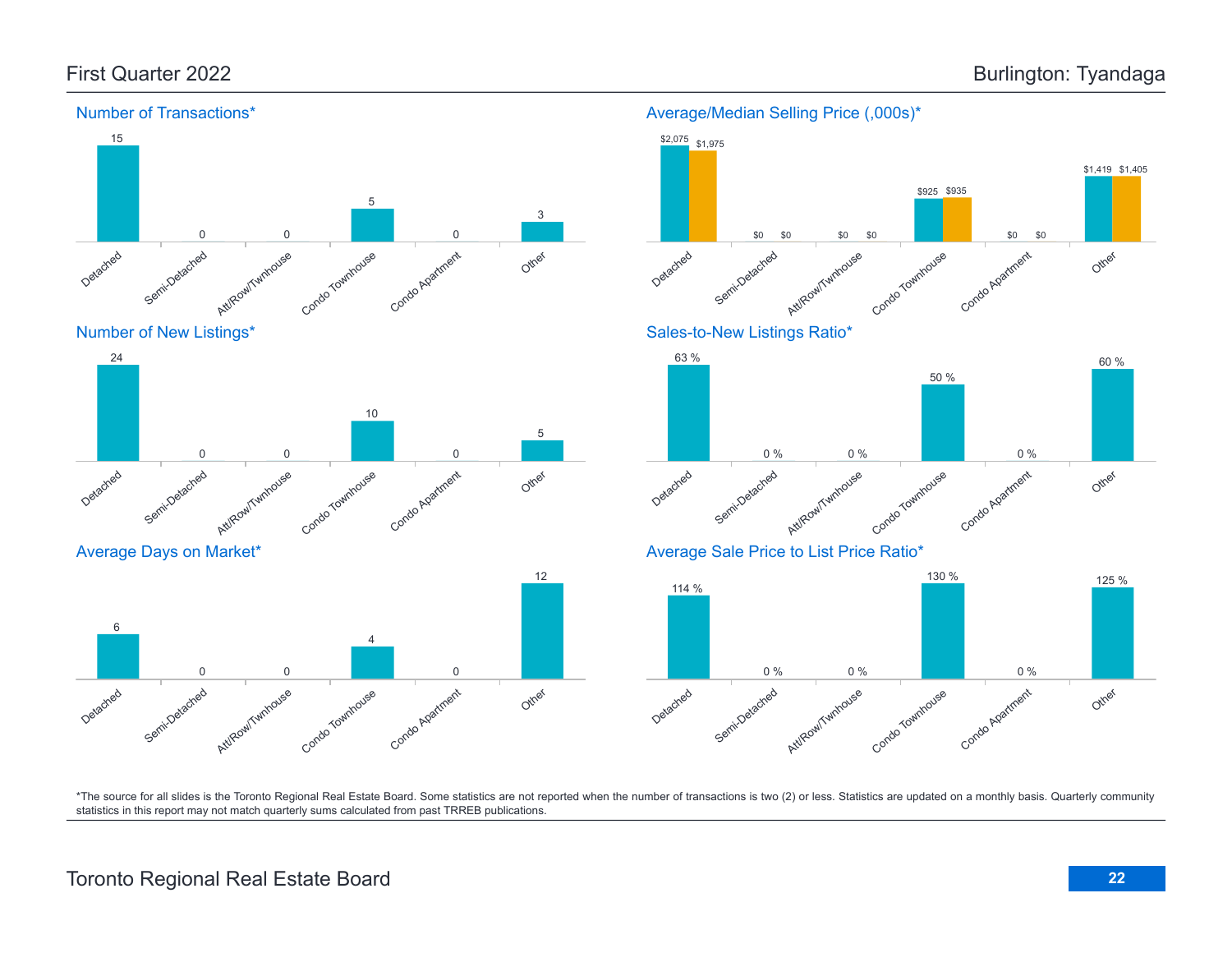First Quarter 2022

Burlington: Tyandaga

## Number of Transactions*

| Detached | Semi-Detached | Att/Row/Twnhouse | Condo Townhouse | Condo Apartment | Other |
|---|---|---|---|---|---|
| 15 | 0 | 0 | 5 | 0 | 3 |

## Average/Median Selling Price (,000s)*

| | Detached | Semi-Detached | Att/Row/Twnhouse | Condo Townhouse | Condo Apartment | Other |
|---|---|---|---|---|---|---|
| Average | $2,075 | $0 | $0 | $925 | $0 | $1,419 |
| Median | $1,975 | $0 | $0 | $935 | $0 | $1,405 |

## Number of New Listings*

| Detached | Semi-Detached | Att/Row/Twnhouse | Condo Townhouse | Condo Apartment | Other |
|---|---|---|---|---|---|
| 24 | 0 | 0 | 10 | 0 | 5 |

## Sales-to-New Listings Ratio*

| Detached | Semi-Detached | Att/Row/Twnhouse | Condo Townhouse | Condo Apartment | Other |
|---|---|---|---|---|---|
| 63 % | 0 % | 0 % | 50 % | 0 % | 60 % |

## Average Days on Market*

| Detached | Semi-Detached | Att/Row/Twnhouse | Condo Townhouse | Condo Apartment | Other |
|---|---|---|---|---|---|
| 6 | 0 | 0 | 4 | 0 | 12 |

## Average Sale Price to List Price Ratio*

| Detached | Semi-Detached | Att/Row/Twnhouse | Condo Townhouse | Condo Apartment | Other |
|---|---|---|---|---|---|
| 114 % | 0 % | 0 % | 130 % | 0 % | 125 % |

*The source for all slides is the Toronto Regional Real Estate Board. Some statistics are not reported when the number of transactions is two (2) or less. Statistics are updated on a monthly basis. Quarterly community statistics in this report may not match quarterly sums calculated from past TRREB publications.

Toronto Regional Real Estate Board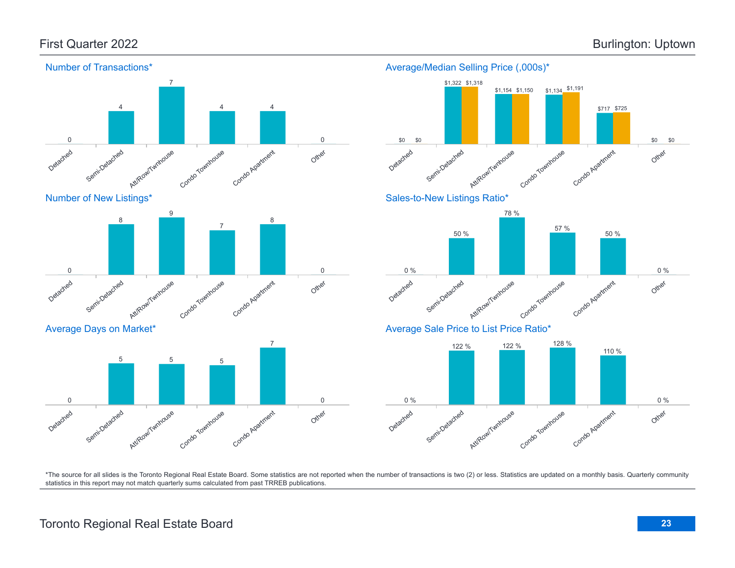First Quarter 2022

Burlington: Uptown

## Number of Transactions*

0
4
7
4
4
0

Detached
Semi-Detached
Att/Row/Twnhouse
Condo Townhouse
Condo Apartment
Other

## Average/Median Selling Price (,000s)*

$0 $0
$1,322 $1,318
$1,154 $1,150
$1,134 $1,191
$717 $725
$0 $0

Detached
Semi-Detached
Att/Row/Twnhouse
Condo Townhouse
Condo Apartment
Other

## Number of New Listings*

0
8
9
7
8
0

Detached
Semi-Detached
Att/Row/Twnhouse
Condo Townhouse
Condo Apartment
Other

## Sales-to-New Listings Ratio*

0 %
50 %
78 %
57 %
50 %
0 %

Detached
Semi-Detached
Att/Row/Twnhouse
Condo Townhouse
Condo Apartment
Other

## Average Days on Market*

0
5
5
5
7
0

Detached
Semi-Detached
Att/Row/Twnhouse
Condo Townhouse
Condo Apartment
Other

## Average Sale Price to List Price Ratio*

0 %
122 %
122 %
128 %
110 %
0 %

Detached
Semi-Detached
Att/Row/Twnhouse
Condo Townhouse
Condo Apartment
Other

*The source for all slides is the Toronto Regional Real Estate Board. Some statistics are not reported when the number of transactions is two (2) or less. Statistics are updated on a monthly basis. Quarterly community statistics in this report may not match quarterly sums calculated from past TRREB publications.

Toronto Regional Real Estate Board